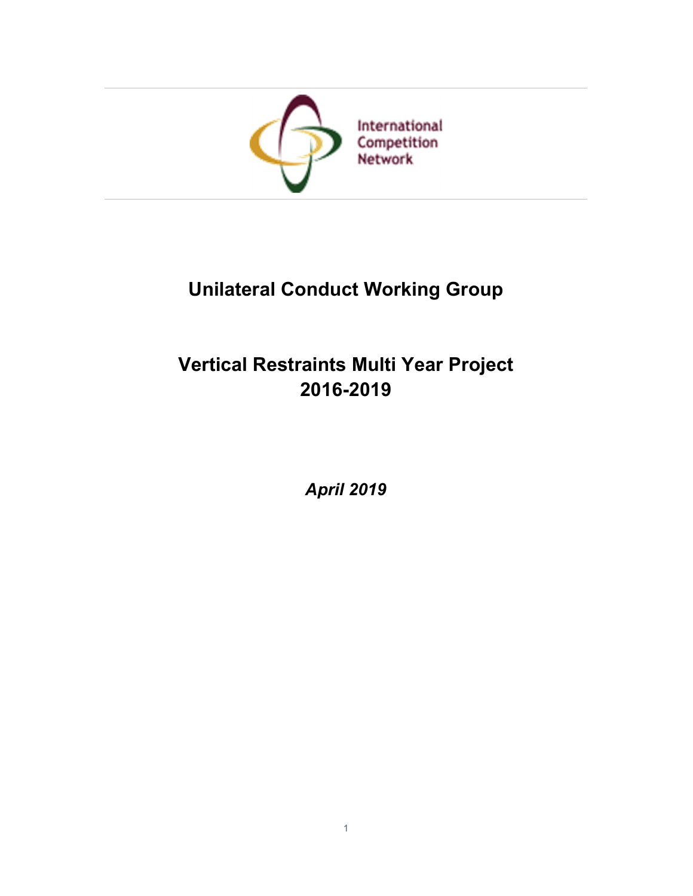International Competition Network

# Unilateral Conduct Working Group

# Vertical Restraints Multi Year Project 2016-2019

***April 2019***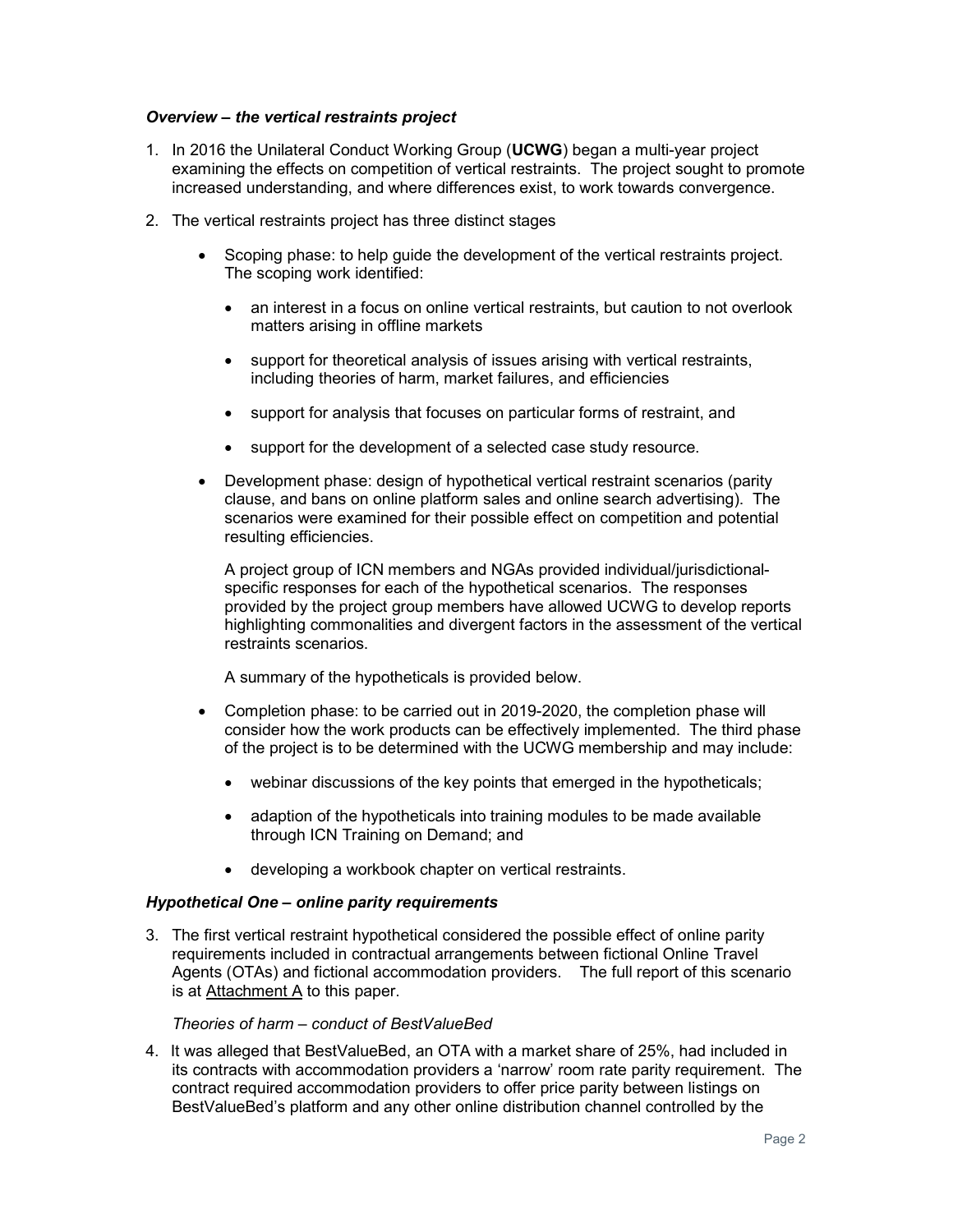### *Overview – the vertical restraints project*

1. In 2016 the Unilateral Conduct Working Group (**UCWG**) began a multi-year project examining the effects on competition of vertical restraints. The project sought to promote increased understanding, and where differences exist, to work towards convergence.

2. The vertical restraints project has three distinct stages

   - Scoping phase: to help guide the development of the vertical restraints project. The scoping work identified:

     - an interest in a focus on online vertical restraints, but caution to not overlook matters arising in offline markets
     - support for theoretical analysis of issues arising with vertical restraints, including theories of harm, market failures, and efficiencies
     - support for analysis that focuses on particular forms of restraint, and
     - support for the development of a selected case study resource.

   - Development phase: design of hypothetical vertical restraint scenarios (parity clause, and bans on online platform sales and online search advertising). The scenarios were examined for their possible effect on competition and potential resulting efficiencies.

     A project group of ICN members and NGAs provided individual/jurisdictional-specific responses for each of the hypothetical scenarios. The responses provided by the project group members have allowed UCWG to develop reports highlighting commonalities and divergent factors in the assessment of the vertical restraints scenarios.

     A summary of the hypotheticals is provided below.

   - Completion phase: to be carried out in 2019-2020, the completion phase will consider how the work products can be effectively implemented. The third phase of the project is to be determined with the UCWG membership and may include:

     - webinar discussions of the key points that emerged in the hypotheticals;
     - adaption of the hypotheticals into training modules to be made available through ICN Training on Demand; and
     - developing a workbook chapter on vertical restraints.

### *Hypothetical One – online parity requirements*

3. The first vertical restraint hypothetical considered the possible effect of online parity requirements included in contractual arrangements between fictional Online Travel Agents (OTAs) and fictional accommodation providers. The full report of this scenario is at Attachment A to this paper.

   *Theories of harm – conduct of BestValueBed*

4. It was alleged that BestValueBed, an OTA with a market share of 25%, had included in its contracts with accommodation providers a 'narrow' room rate parity requirement. The contract required accommodation providers to offer price parity between listings on BestValueBed's platform and any other online distribution channel controlled by the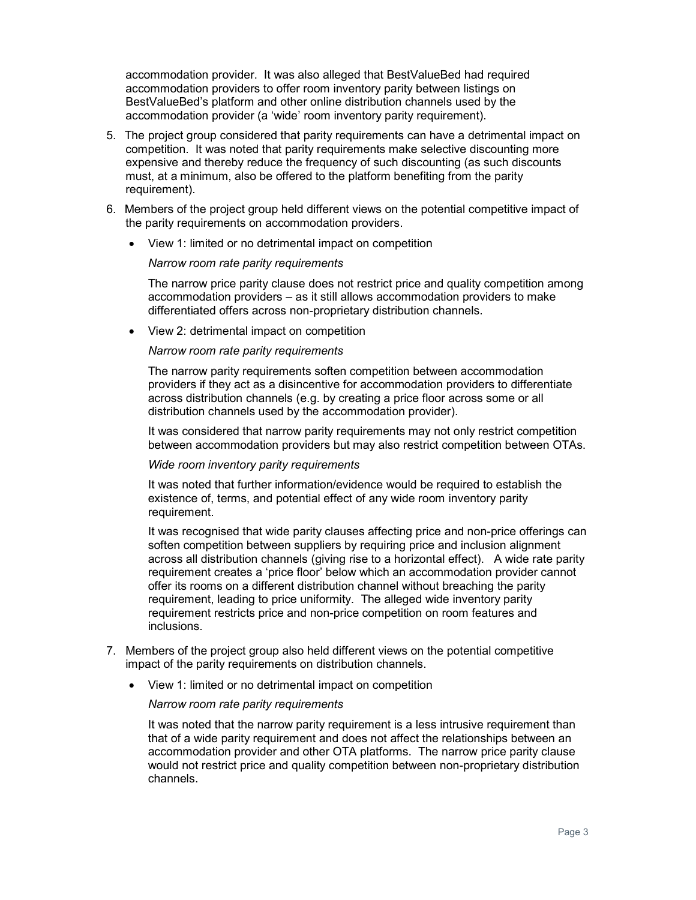accommodation provider. It was also alleged that BestValueBed had required accommodation providers to offer room inventory parity between listings on BestValueBed's platform and other online distribution channels used by the accommodation provider (a 'wide' room inventory parity requirement).

5. The project group considered that parity requirements can have a detrimental impact on competition. It was noted that parity requirements make selective discounting more expensive and thereby reduce the frequency of such discounting (as such discounts must, at a minimum, also be offered to the platform benefiting from the parity requirement).

6. Members of the project group held different views on the potential competitive impact of the parity requirements on accommodation providers.

   - View 1: limited or no detrimental impact on competition

     *Narrow room rate parity requirements*

     The narrow price parity clause does not restrict price and quality competition among accommodation providers – as it still allows accommodation providers to make differentiated offers across non-proprietary distribution channels.

   - View 2: detrimental impact on competition

     *Narrow room rate parity requirements*

     The narrow parity requirements soften competition between accommodation providers if they act as a disincentive for accommodation providers to differentiate across distribution channels (e.g. by creating a price floor across some or all distribution channels used by the accommodation provider).

     It was considered that narrow parity requirements may not only restrict competition between accommodation providers but may also restrict competition between OTAs.

     *Wide room inventory parity requirements*

     It was noted that further information/evidence would be required to establish the existence of, terms, and potential effect of any wide room inventory parity requirement.

     It was recognised that wide parity clauses affecting price and non-price offerings can soften competition between suppliers by requiring price and inclusion alignment across all distribution channels (giving rise to a horizontal effect). A wide rate parity requirement creates a 'price floor' below which an accommodation provider cannot offer its rooms on a different distribution channel without breaching the parity requirement, leading to price uniformity. The alleged wide inventory parity requirement restricts price and non-price competition on room features and inclusions.

7. Members of the project group also held different views on the potential competitive impact of the parity requirements on distribution channels.

   - View 1: limited or no detrimental impact on competition

     *Narrow room rate parity requirements*

     It was noted that the narrow parity requirement is a less intrusive requirement than that of a wide parity requirement and does not affect the relationships between an accommodation provider and other OTA platforms. The narrow price parity clause would not restrict price and quality competition between non-proprietary distribution channels.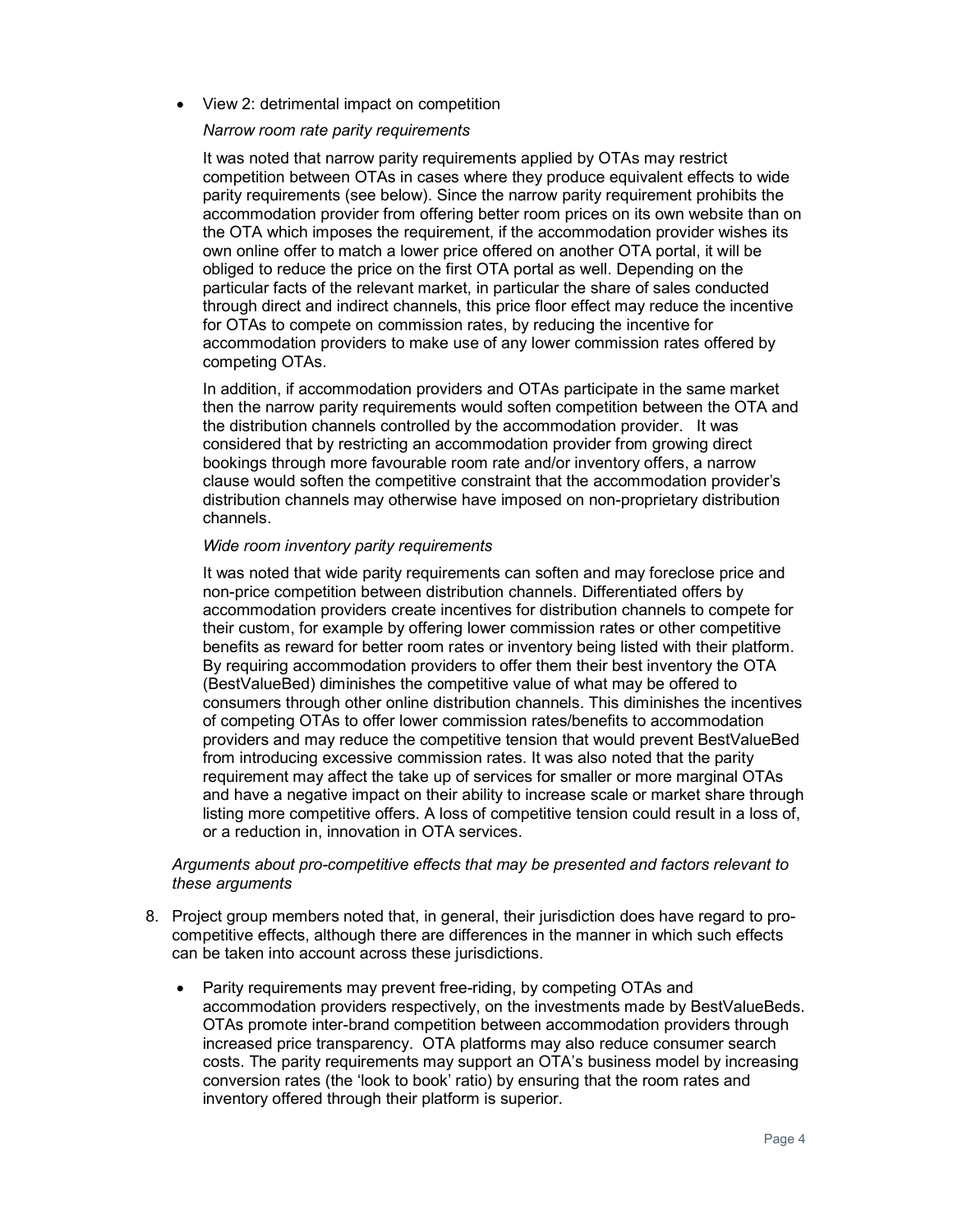- View 2: detrimental impact on competition

  *Narrow room rate parity requirements*

  It was noted that narrow parity requirements applied by OTAs may restrict competition between OTAs in cases where they produce equivalent effects to wide parity requirements (see below). Since the narrow parity requirement prohibits the accommodation provider from offering better room prices on its own website than on the OTA which imposes the requirement, if the accommodation provider wishes its own online offer to match a lower price offered on another OTA portal, it will be obliged to reduce the price on the first OTA portal as well. Depending on the particular facts of the relevant market, in particular the share of sales conducted through direct and indirect channels, this price floor effect may reduce the incentive for OTAs to compete on commission rates, by reducing the incentive for accommodation providers to make use of any lower commission rates offered by competing OTAs.

  In addition, if accommodation providers and OTAs participate in the same market then the narrow parity requirements would soften competition between the OTA and the distribution channels controlled by the accommodation provider. It was considered that by restricting an accommodation provider from growing direct bookings through more favourable room rate and/or inventory offers, a narrow clause would soften the competitive constraint that the accommodation provider's distribution channels may otherwise have imposed on non-proprietary distribution channels.

  *Wide room inventory parity requirements*

  It was noted that wide parity requirements can soften and may foreclose price and non-price competition between distribution channels. Differentiated offers by accommodation providers create incentives for distribution channels to compete for their custom, for example by offering lower commission rates or other competitive benefits as reward for better room rates or inventory being listed with their platform. By requiring accommodation providers to offer them their best inventory the OTA (BestValueBed) diminishes the competitive value of what may be offered to consumers through other online distribution channels. This diminishes the incentives of competing OTAs to offer lower commission rates/benefits to accommodation providers and may reduce the competitive tension that would prevent BestValueBed from introducing excessive commission rates. It was also noted that the parity requirement may affect the take up of services for smaller or more marginal OTAs and have a negative impact on their ability to increase scale or market share through listing more competitive offers. A loss of competitive tension could result in a loss of, or a reduction in, innovation in OTA services.

*Arguments about pro-competitive effects that may be presented and factors relevant to these arguments*

8. Project group members noted that, in general, their jurisdiction does have regard to pro-competitive effects, although there are differences in the manner in which such effects can be taken into account across these jurisdictions.

   - Parity requirements may prevent free-riding, by competing OTAs and accommodation providers respectively, on the investments made by BestValueBeds. OTAs promote inter-brand competition between accommodation providers through increased price transparency. OTA platforms may also reduce consumer search costs. The parity requirements may support an OTA's business model by increasing conversion rates (the 'look to book' ratio) by ensuring that the room rates and inventory offered through their platform is superior.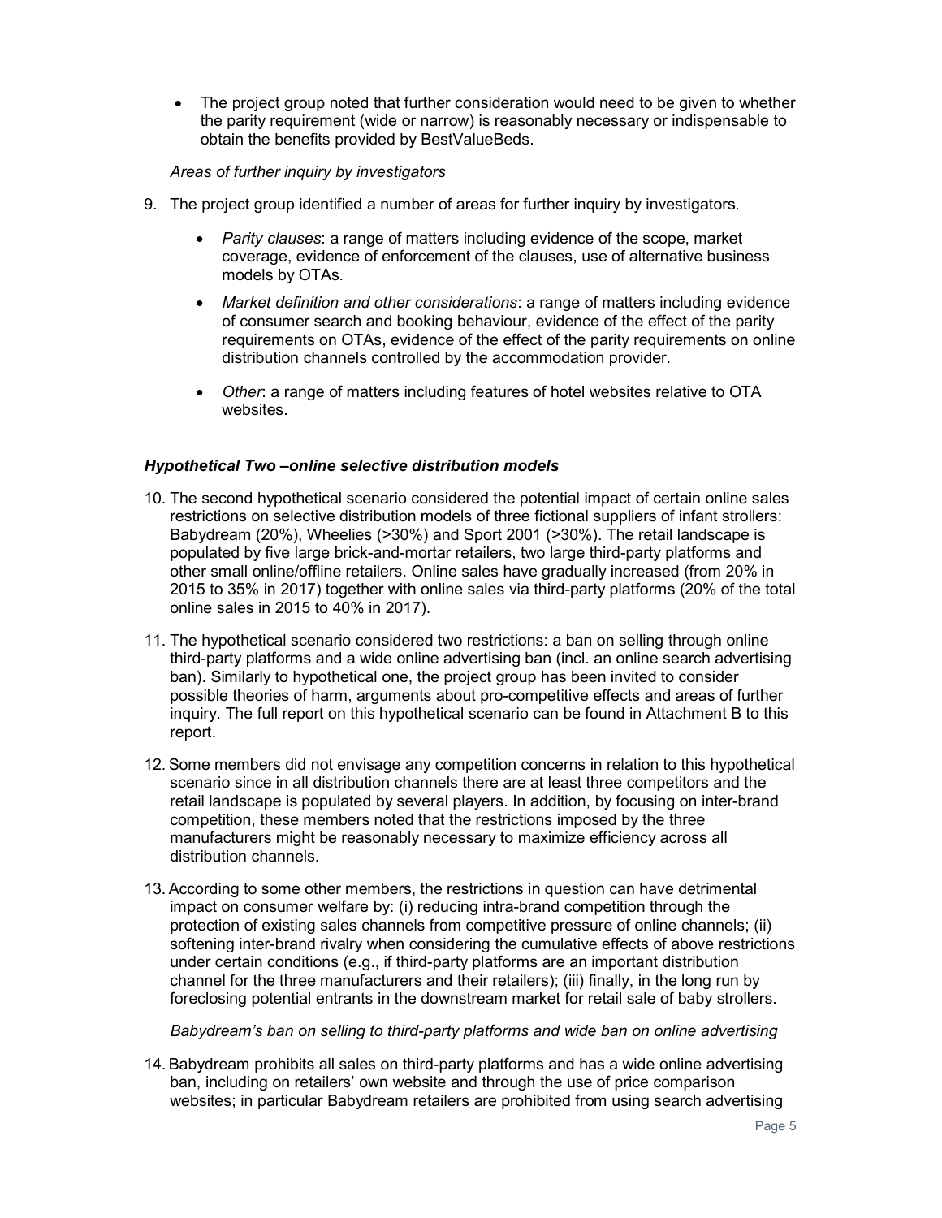- The project group noted that further consideration would need to be given to whether the parity requirement (wide or narrow) is reasonably necessary or indispensable to obtain the benefits provided by BestValueBeds.

*Areas of further inquiry by investigators*

9. The project group identified a number of areas for further inquiry by investigators.

    - *Parity clauses*: a range of matters including evidence of the scope, market coverage, evidence of enforcement of the clauses, use of alternative business models by OTAs.
    - *Market definition and other considerations*: a range of matters including evidence of consumer search and booking behaviour, evidence of the effect of the parity requirements on OTAs, evidence of the effect of the parity requirements on online distribution channels controlled by the accommodation provider.
    - *Other*: a range of matters including features of hotel websites relative to OTA websites.

### *Hypothetical Two –online selective distribution models*

10. The second hypothetical scenario considered the potential impact of certain online sales restrictions on selective distribution models of three fictional suppliers of infant strollers: Babydream (20%), Wheelies (>30%) and Sport 2001 (>30%). The retail landscape is populated by five large brick-and-mortar retailers, two large third-party platforms and other small online/offline retailers. Online sales have gradually increased (from 20% in 2015 to 35% in 2017) together with online sales via third-party platforms (20% of the total online sales in 2015 to 40% in 2017).

11. The hypothetical scenario considered two restrictions: a ban on selling through online third-party platforms and a wide online advertising ban (incl. an online search advertising ban). Similarly to hypothetical one, the project group has been invited to consider possible theories of harm, arguments about pro-competitive effects and areas of further inquiry. The full report on this hypothetical scenario can be found in Attachment B to this report.

12. Some members did not envisage any competition concerns in relation to this hypothetical scenario since in all distribution channels there are at least three competitors and the retail landscape is populated by several players. In addition, by focusing on inter-brand competition, these members noted that the restrictions imposed by the three manufacturers might be reasonably necessary to maximize efficiency across all distribution channels.

13. According to some other members, the restrictions in question can have detrimental impact on consumer welfare by: (i) reducing intra-brand competition through the protection of existing sales channels from competitive pressure of online channels; (ii) softening inter-brand rivalry when considering the cumulative effects of above restrictions under certain conditions (e.g., if third-party platforms are an important distribution channel for the three manufacturers and their retailers); (iii) finally, in the long run by foreclosing potential entrants in the downstream market for retail sale of baby strollers.

*Babydream's ban on selling to third-party platforms and wide ban on online advertising*

14. Babydream prohibits all sales on third-party platforms and has a wide online advertising ban, including on retailers' own website and through the use of price comparison websites; in particular Babydream retailers are prohibited from using search advertising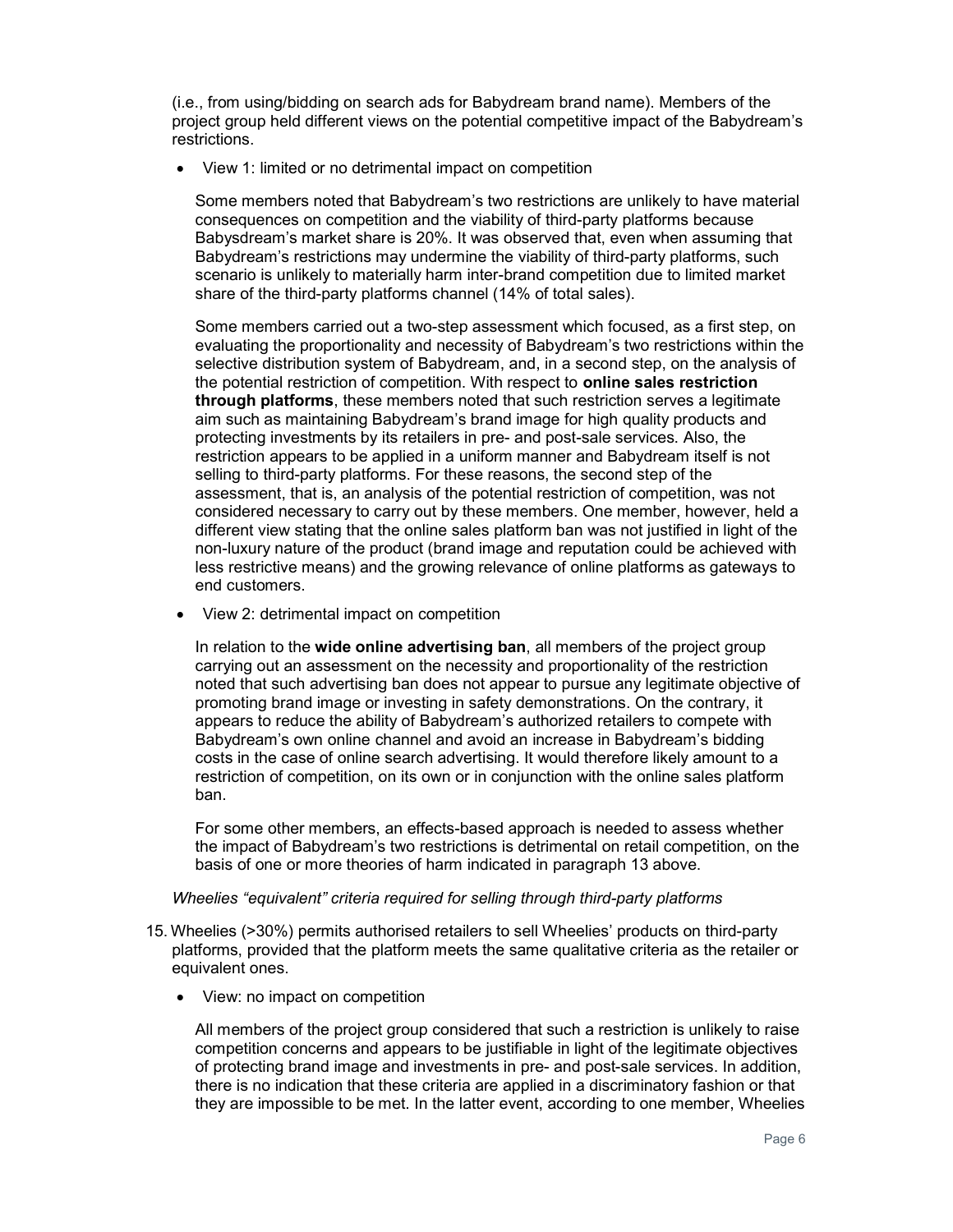(i.e., from using/bidding on search ads for Babydream brand name). Members of the project group held different views on the potential competitive impact of the Babydream's restrictions.

- View 1: limited or no detrimental impact on competition

  Some members noted that Babydream's two restrictions are unlikely to have material consequences on competition and the viability of third-party platforms because Babysdream's market share is 20%. It was observed that, even when assuming that Babydream's restrictions may undermine the viability of third-party platforms, such scenario is unlikely to materially harm inter-brand competition due to limited market share of the third-party platforms channel (14% of total sales).

  Some members carried out a two-step assessment which focused, as a first step, on evaluating the proportionality and necessity of Babydream's two restrictions within the selective distribution system of Babydream, and, in a second step, on the analysis of the potential restriction of competition. With respect to **online sales restriction through platforms**, these members noted that such restriction serves a legitimate aim such as maintaining Babydream's brand image for high quality products and protecting investments by its retailers in pre- and post-sale services. Also, the restriction appears to be applied in a uniform manner and Babydream itself is not selling to third-party platforms. For these reasons, the second step of the assessment, that is, an analysis of the potential restriction of competition, was not considered necessary to carry out by these members. One member, however, held a different view stating that the online sales platform ban was not justified in light of the non-luxury nature of the product (brand image and reputation could be achieved with less restrictive means) and the growing relevance of online platforms as gateways to end customers.

- View 2: detrimental impact on competition

  In relation to the **wide online advertising ban**, all members of the project group carrying out an assessment on the necessity and proportionality of the restriction noted that such advertising ban does not appear to pursue any legitimate objective of promoting brand image or investing in safety demonstrations. On the contrary, it appears to reduce the ability of Babydream's authorized retailers to compete with Babydream's own online channel and avoid an increase in Babydream's bidding costs in the case of online search advertising. It would therefore likely amount to a restriction of competition, on its own or in conjunction with the online sales platform ban.

  For some other members, an effects-based approach is needed to assess whether the impact of Babydream's two restrictions is detrimental on retail competition, on the basis of one or more theories of harm indicated in paragraph 13 above.

*Wheelies "equivalent" criteria required for selling through third-party platforms*

15. Wheelies (>30%) permits authorised retailers to sell Wheelies' products on third-party platforms, provided that the platform meets the same qualitative criteria as the retailer or equivalent ones.

- View: no impact on competition

  All members of the project group considered that such a restriction is unlikely to raise competition concerns and appears to be justifiable in light of the legitimate objectives of protecting brand image and investments in pre- and post-sale services. In addition, there is no indication that these criteria are applied in a discriminatory fashion or that they are impossible to be met. In the latter event, according to one member, Wheelies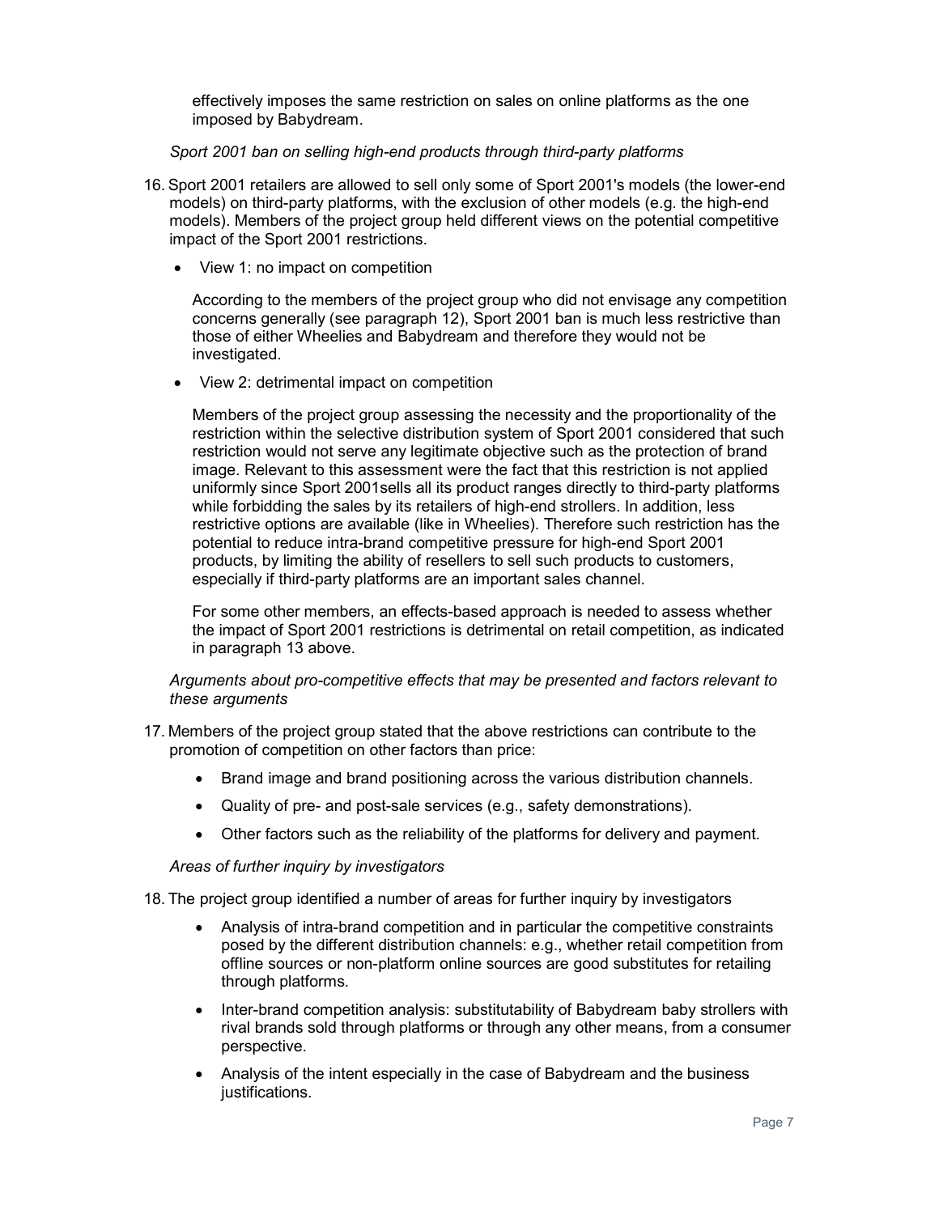effectively imposes the same restriction on sales on online platforms as the one imposed by Babydream.

*Sport 2001 ban on selling high-end products through third-party platforms*

16. Sport 2001 retailers are allowed to sell only some of Sport 2001's models (the lower-end models) on third-party platforms, with the exclusion of other models (e.g. the high-end models). Members of the project group held different views on the potential competitive impact of the Sport 2001 restrictions.

   - View 1: no impact on competition

   According to the members of the project group who did not envisage any competition concerns generally (see paragraph 12), Sport 2001 ban is much less restrictive than those of either Wheelies and Babydream and therefore they would not be investigated.

   - View 2: detrimental impact on competition

   Members of the project group assessing the necessity and the proportionality of the restriction within the selective distribution system of Sport 2001 considered that such restriction would not serve any legitimate objective such as the protection of brand image. Relevant to this assessment were the fact that this restriction is not applied uniformly since Sport 2001sells all its product ranges directly to third-party platforms while forbidding the sales by its retailers of high-end strollers. In addition, less restrictive options are available (like in Wheelies). Therefore such restriction has the potential to reduce intra-brand competitive pressure for high-end Sport 2001 products, by limiting the ability of resellers to sell such products to customers, especially if third-party platforms are an important sales channel.

   For some other members, an effects-based approach is needed to assess whether the impact of Sport 2001 restrictions is detrimental on retail competition, as indicated in paragraph 13 above.

*Arguments about pro-competitive effects that may be presented and factors relevant to these arguments*

17. Members of the project group stated that the above restrictions can contribute to the promotion of competition on other factors than price:

   - Brand image and brand positioning across the various distribution channels.
   - Quality of pre- and post-sale services (e.g., safety demonstrations).
   - Other factors such as the reliability of the platforms for delivery and payment.

*Areas of further inquiry by investigators*

18. The project group identified a number of areas for further inquiry by investigators

   - Analysis of intra-brand competition and in particular the competitive constraints posed by the different distribution channels: e.g., whether retail competition from offline sources or non-platform online sources are good substitutes for retailing through platforms.
   - Inter-brand competition analysis: substitutability of Babydream baby strollers with rival brands sold through platforms or through any other means, from a consumer perspective.
   - Analysis of the intent especially in the case of Babydream and the business justifications.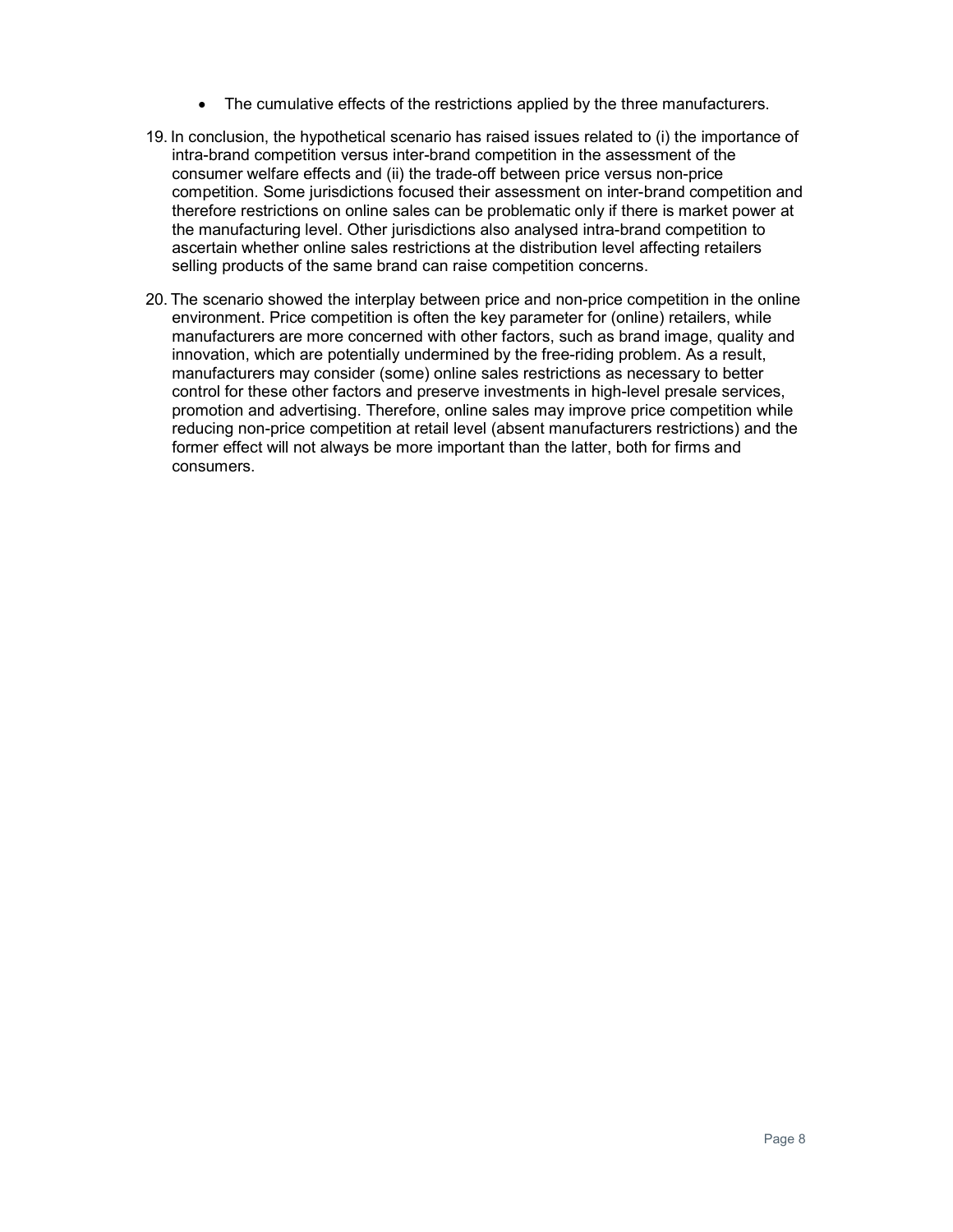- The cumulative effects of the restrictions applied by the three manufacturers.

19. In conclusion, the hypothetical scenario has raised issues related to (i) the importance of intra-brand competition versus inter-brand competition in the assessment of the consumer welfare effects and (ii) the trade-off between price versus non-price competition. Some jurisdictions focused their assessment on inter-brand competition and therefore restrictions on online sales can be problematic only if there is market power at the manufacturing level. Other jurisdictions also analysed intra-brand competition to ascertain whether online sales restrictions at the distribution level affecting retailers selling products of the same brand can raise competition concerns.

20. The scenario showed the interplay between price and non-price competition in the online environment. Price competition is often the key parameter for (online) retailers, while manufacturers are more concerned with other factors, such as brand image, quality and innovation, which are potentially undermined by the free-riding problem. As a result, manufacturers may consider (some) online sales restrictions as necessary to better control for these other factors and preserve investments in high-level presale services, promotion and advertising. Therefore, online sales may improve price competition while reducing non-price competition at retail level (absent manufacturers restrictions) and the former effect will not always be more important than the latter, both for firms and consumers.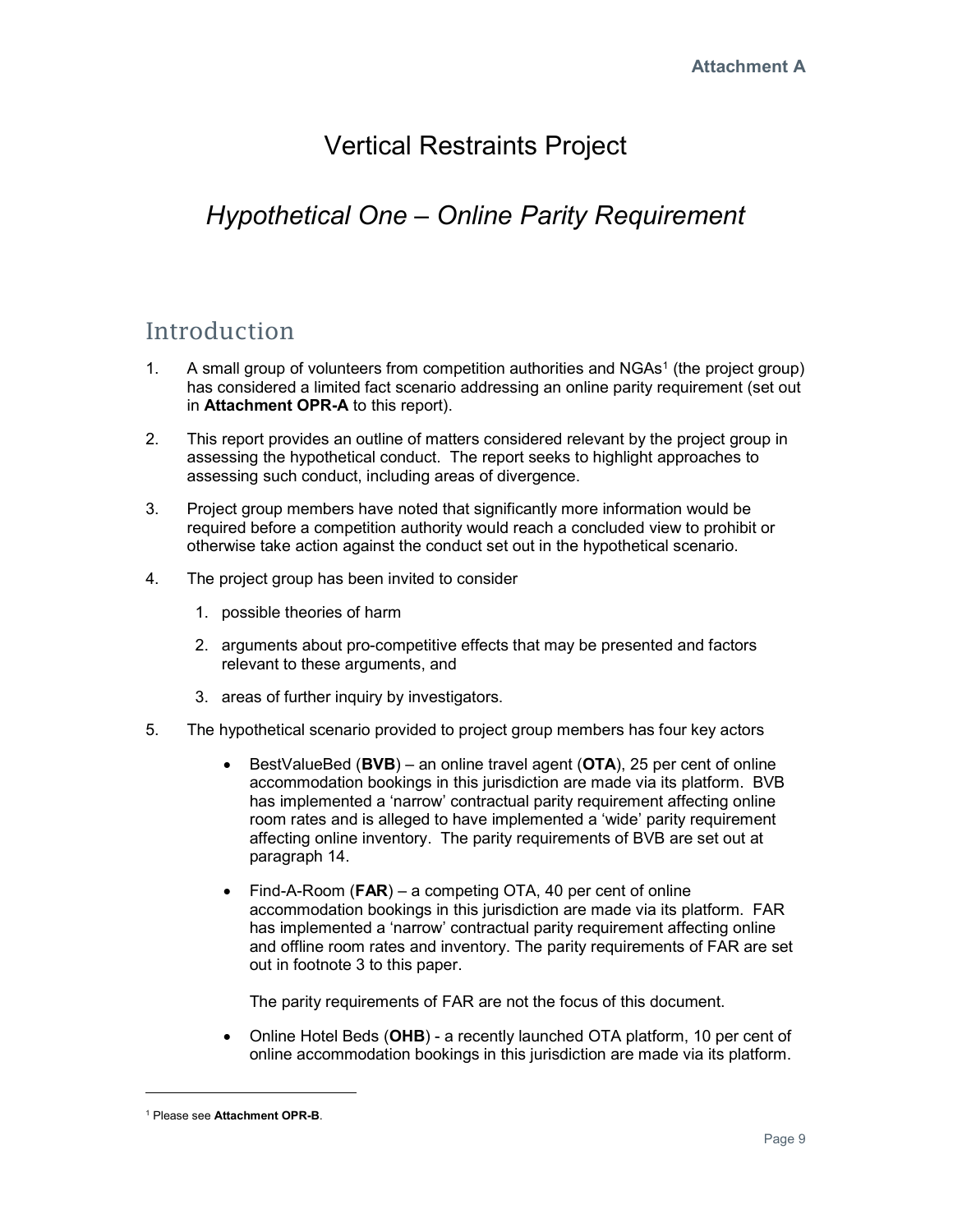Attachment A

# Vertical Restraints Project

## *Hypothetical One – Online Parity Requirement*

## Introduction

1. A small group of volunteers from competition authorities and NGAs[1] (the project group) has considered a limited fact scenario addressing an online parity requirement (set out in **Attachment OPR-A** to this report).

2. This report provides an outline of matters considered relevant by the project group in assessing the hypothetical conduct. The report seeks to highlight approaches to assessing such conduct, including areas of divergence.

3. Project group members have noted that significantly more information would be required before a competition authority would reach a concluded view to prohibit or otherwise take action against the conduct set out in the hypothetical scenario.

4. The project group has been invited to consider

    1. possible theories of harm

    2. arguments about pro-competitive effects that may be presented and factors relevant to these arguments, and

    3. areas of further inquiry by investigators.

5. The hypothetical scenario provided to project group members has four key actors

    - BestValueBed (**BVB**) – an online travel agent (**OTA**), 25 per cent of online accommodation bookings in this jurisdiction are made via its platform. BVB has implemented a 'narrow' contractual parity requirement affecting online room rates and is alleged to have implemented a 'wide' parity requirement affecting online inventory. The parity requirements of BVB are set out at paragraph 14.

    - Find-A-Room (**FAR**) – a competing OTA, 40 per cent of online accommodation bookings in this jurisdiction are made via its platform. FAR has implemented a 'narrow' contractual parity requirement affecting online and offline room rates and inventory. The parity requirements of FAR are set out in footnote 3 to this paper.

      The parity requirements of FAR are not the focus of this document.

    - Online Hotel Beds (**OHB**) - a recently launched OTA platform, 10 per cent of online accommodation bookings in this jurisdiction are made via its platform.

---

[1] Please see **Attachment OPR-B**.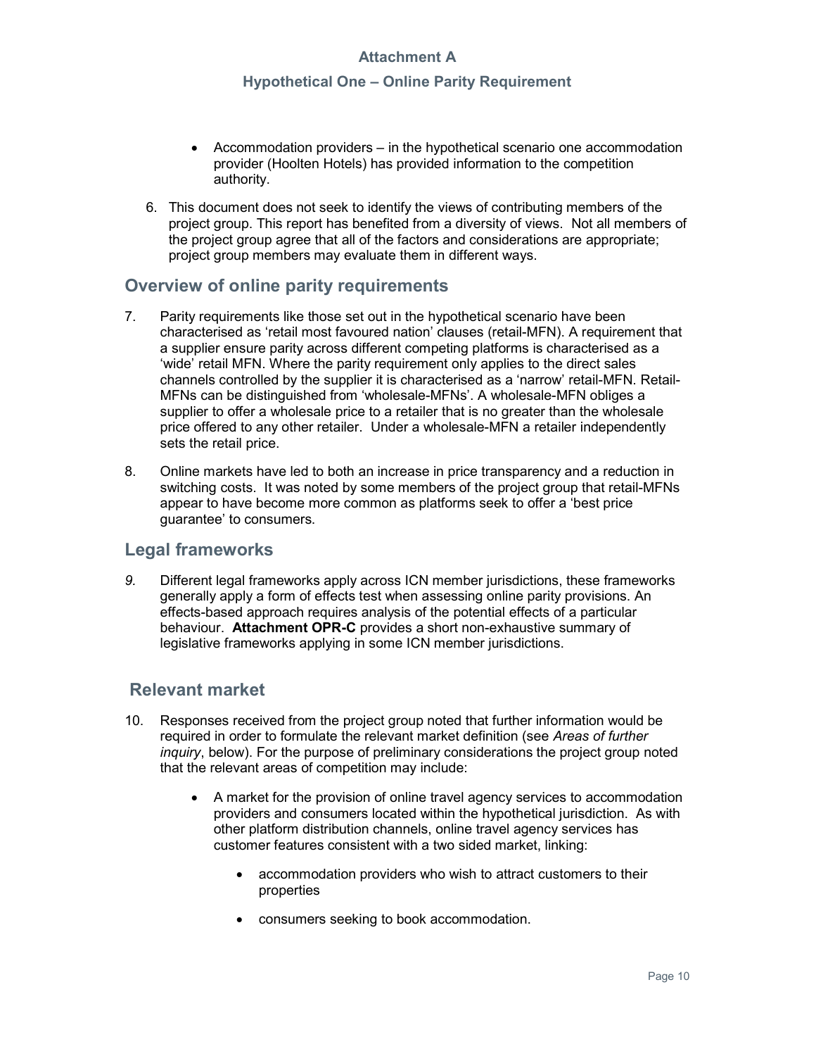- Accommodation providers – in the hypothetical scenario one accommodation provider (Hoolten Hotels) has provided information to the competition authority.

6. This document does not seek to identify the views of contributing members of the project group. This report has benefited from a diversity of views. Not all members of the project group agree that all of the factors and considerations are appropriate; project group members may evaluate them in different ways.

## Overview of online parity requirements

7. Parity requirements like those set out in the hypothetical scenario have been characterised as 'retail most favoured nation' clauses (retail-MFN). A requirement that a supplier ensure parity across different competing platforms is characterised as a 'wide' retail MFN. Where the parity requirement only applies to the direct sales channels controlled by the supplier it is characterised as a 'narrow' retail-MFN. Retail-MFNs can be distinguished from 'wholesale-MFNs'. A wholesale-MFN obliges a supplier to offer a wholesale price to a retailer that is no greater than the wholesale price offered to any other retailer. Under a wholesale-MFN a retailer independently sets the retail price.

8. Online markets have led to both an increase in price transparency and a reduction in switching costs. It was noted by some members of the project group that retail-MFNs appear to have become more common as platforms seek to offer a 'best price guarantee' to consumers.

## Legal frameworks

*9.* Different legal frameworks apply across ICN member jurisdictions, these frameworks generally apply a form of effects test when assessing online parity provisions. An effects-based approach requires analysis of the potential effects of a particular behaviour. **Attachment OPR-C** provides a short non-exhaustive summary of legislative frameworks applying in some ICN member jurisdictions.

## Relevant market

10. Responses received from the project group noted that further information would be required in order to formulate the relevant market definition (see *Areas of further inquiry*, below). For the purpose of preliminary considerations the project group noted that the relevant areas of competition may include:

    - A market for the provision of online travel agency services to accommodation providers and consumers located within the hypothetical jurisdiction. As with other platform distribution channels, online travel agency services has customer features consistent with a two sided market, linking:

        - accommodation providers who wish to attract customers to their properties

        - consumers seeking to book accommodation.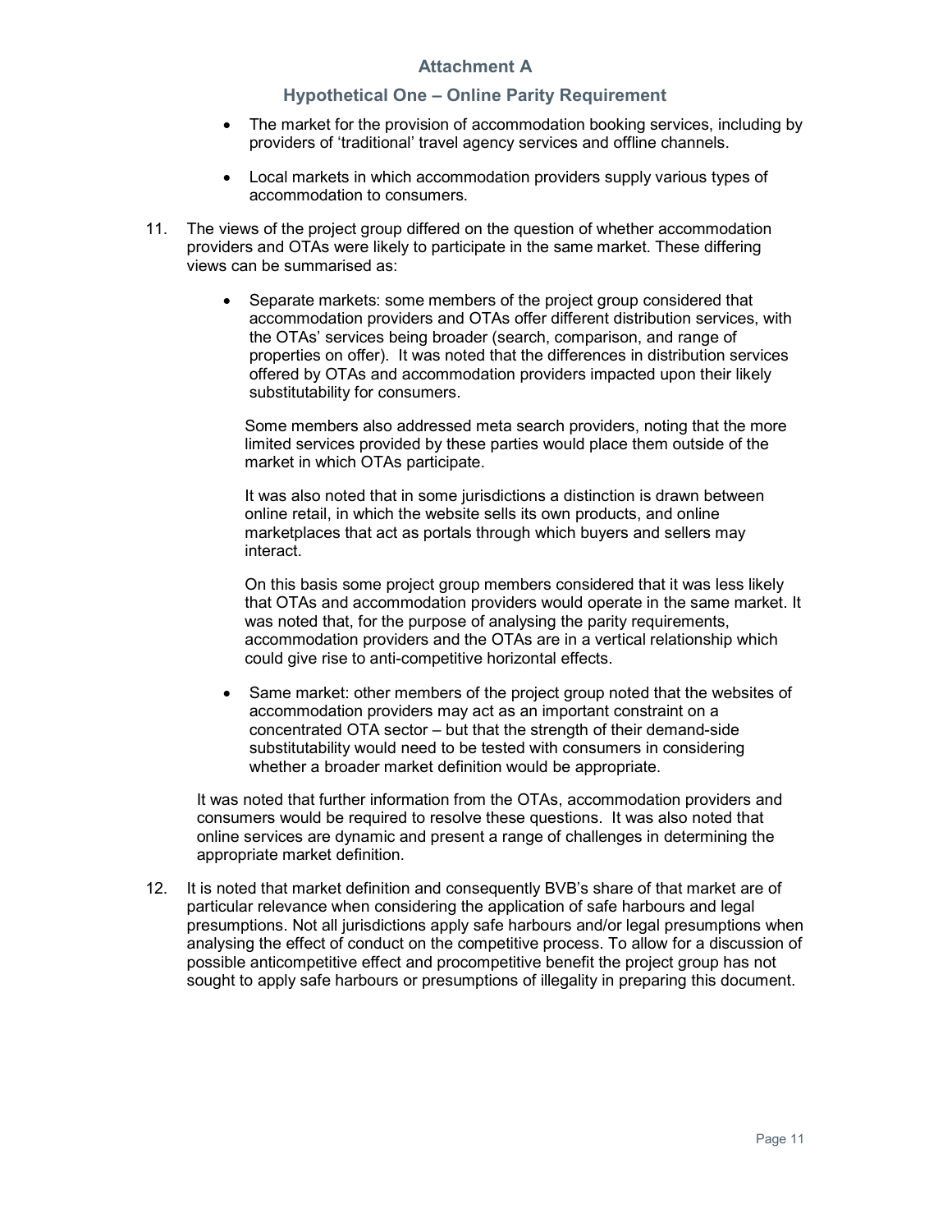## Attachment A

### Hypothetical One – Online Parity Requirement

- The market for the provision of accommodation booking services, including by providers of 'traditional' travel agency services and offline channels.
- Local markets in which accommodation providers supply various types of accommodation to consumers.

11. The views of the project group differed on the question of whether accommodation providers and OTAs were likely to participate in the same market. These differing views can be summarised as:

    - Separate markets: some members of the project group considered that accommodation providers and OTAs offer different distribution services, with the OTAs' services being broader (search, comparison, and range of properties on offer). It was noted that the differences in distribution services offered by OTAs and accommodation providers impacted upon their likely substitutability for consumers.

      Some members also addressed meta search providers, noting that the more limited services provided by these parties would place them outside of the market in which OTAs participate.

      It was also noted that in some jurisdictions a distinction is drawn between online retail, in which the website sells its own products, and online marketplaces that act as portals through which buyers and sellers may interact.

      On this basis some project group members considered that it was less likely that OTAs and accommodation providers would operate in the same market. It was noted that, for the purpose of analysing the parity requirements, accommodation providers and the OTAs are in a vertical relationship which could give rise to anti-competitive horizontal effects.

    - Same market: other members of the project group noted that the websites of accommodation providers may act as an important constraint on a concentrated OTA sector – but that the strength of their demand-side substitutability would need to be tested with consumers in considering whether a broader market definition would be appropriate.

    It was noted that further information from the OTAs, accommodation providers and consumers would be required to resolve these questions. It was also noted that online services are dynamic and present a range of challenges in determining the appropriate market definition.

12. It is noted that market definition and consequently BVB's share of that market are of particular relevance when considering the application of safe harbours and legal presumptions. Not all jurisdictions apply safe harbours and/or legal presumptions when analysing the effect of conduct on the competitive process. To allow for a discussion of possible anticompetitive effect and procompetitive benefit the project group has not sought to apply safe harbours or presumptions of illegality in preparing this document.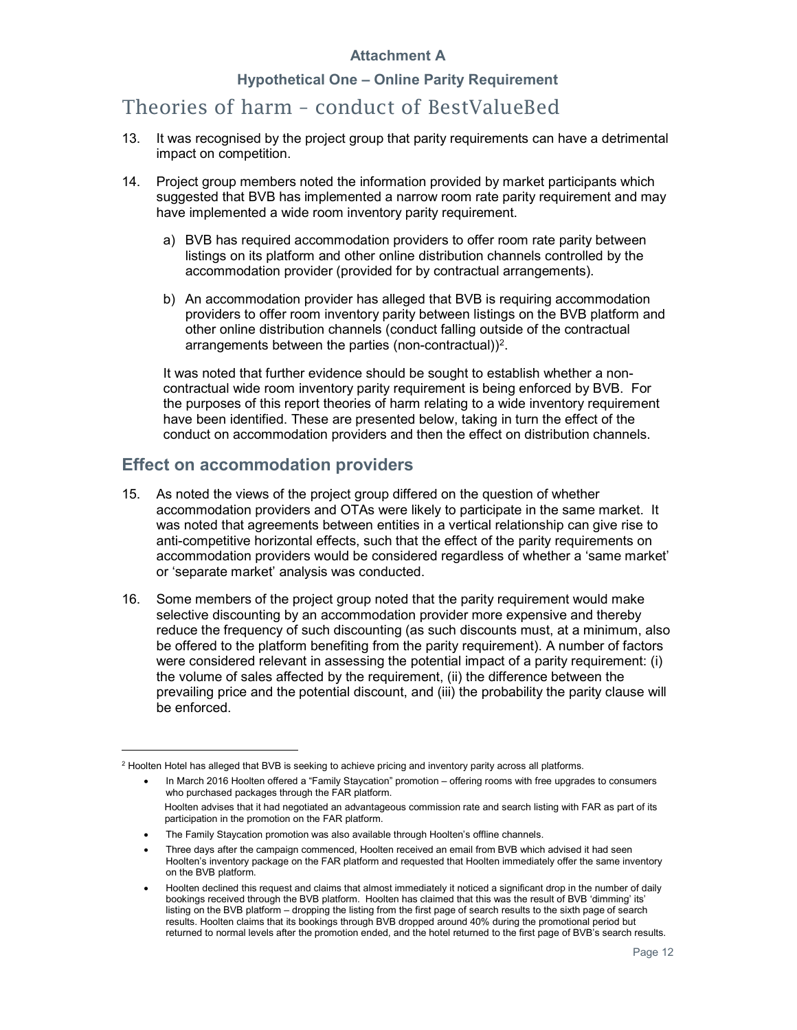**Attachment A**

**Hypothetical One – Online Parity Requirement**

# Theories of harm – conduct of BestValueBed

13. It was recognised by the project group that parity requirements can have a detrimental impact on competition.

14. Project group members noted the information provided by market participants which suggested that BVB has implemented a narrow room rate parity requirement and may have implemented a wide room inventory parity requirement.

    a) BVB has required accommodation providers to offer room rate parity between listings on its platform and other online distribution channels controlled by the accommodation provider (provided for by contractual arrangements).

    b) An accommodation provider has alleged that BVB is requiring accommodation providers to offer room inventory parity between listings on the BVB platform and other online distribution channels (conduct falling outside of the contractual arrangements between the parties (non-contractual))[2].

    It was noted that further evidence should be sought to establish whether a non-contractual wide room inventory parity requirement is being enforced by BVB. For the purposes of this report theories of harm relating to a wide inventory requirement have been identified. These are presented below, taking in turn the effect of the conduct on accommodation providers and then the effect on distribution channels.

## Effect on accommodation providers

15. As noted the views of the project group differed on the question of whether accommodation providers and OTAs were likely to participate in the same market. It was noted that agreements between entities in a vertical relationship can give rise to anti-competitive horizontal effects, such that the effect of the parity requirements on accommodation providers would be considered regardless of whether a 'same market' or 'separate market' analysis was conducted.

16. Some members of the project group noted that the parity requirement would make selective discounting by an accommodation provider more expensive and thereby reduce the frequency of such discounting (as such discounts must, at a minimum, also be offered to the platform benefiting from the parity requirement). A number of factors were considered relevant in assessing the potential impact of a parity requirement: (i) the volume of sales affected by the requirement, (ii) the difference between the prevailing price and the potential discount, and (iii) the probability the parity clause will be enforced.

---

[2] Hoolten Hotel has alleged that BVB is seeking to achieve pricing and inventory parity across all platforms.

- In March 2016 Hoolten offered a "Family Staycation" promotion – offering rooms with free upgrades to consumers who purchased packages through the FAR platform.
  Hoolten advises that it had negotiated an advantageous commission rate and search listing with FAR as part of its participation in the promotion on the FAR platform.
- The Family Staycation promotion was also available through Hoolten's offline channels.
- Three days after the campaign commenced, Hoolten received an email from BVB which advised it had seen Hoolten's inventory package on the FAR platform and requested that Hoolten immediately offer the same inventory on the BVB platform.
- Hoolten declined this request and claims that almost immediately it noticed a significant drop in the number of daily bookings received through the BVB platform. Hoolten has claimed that this was the result of BVB 'dimming' its' listing on the BVB platform – dropping the listing from the first page of search results to the sixth page of search results. Hoolten claims that its bookings through BVB dropped around 40% during the promotional period but returned to normal levels after the promotion ended, and the hotel returned to the first page of BVB's search results.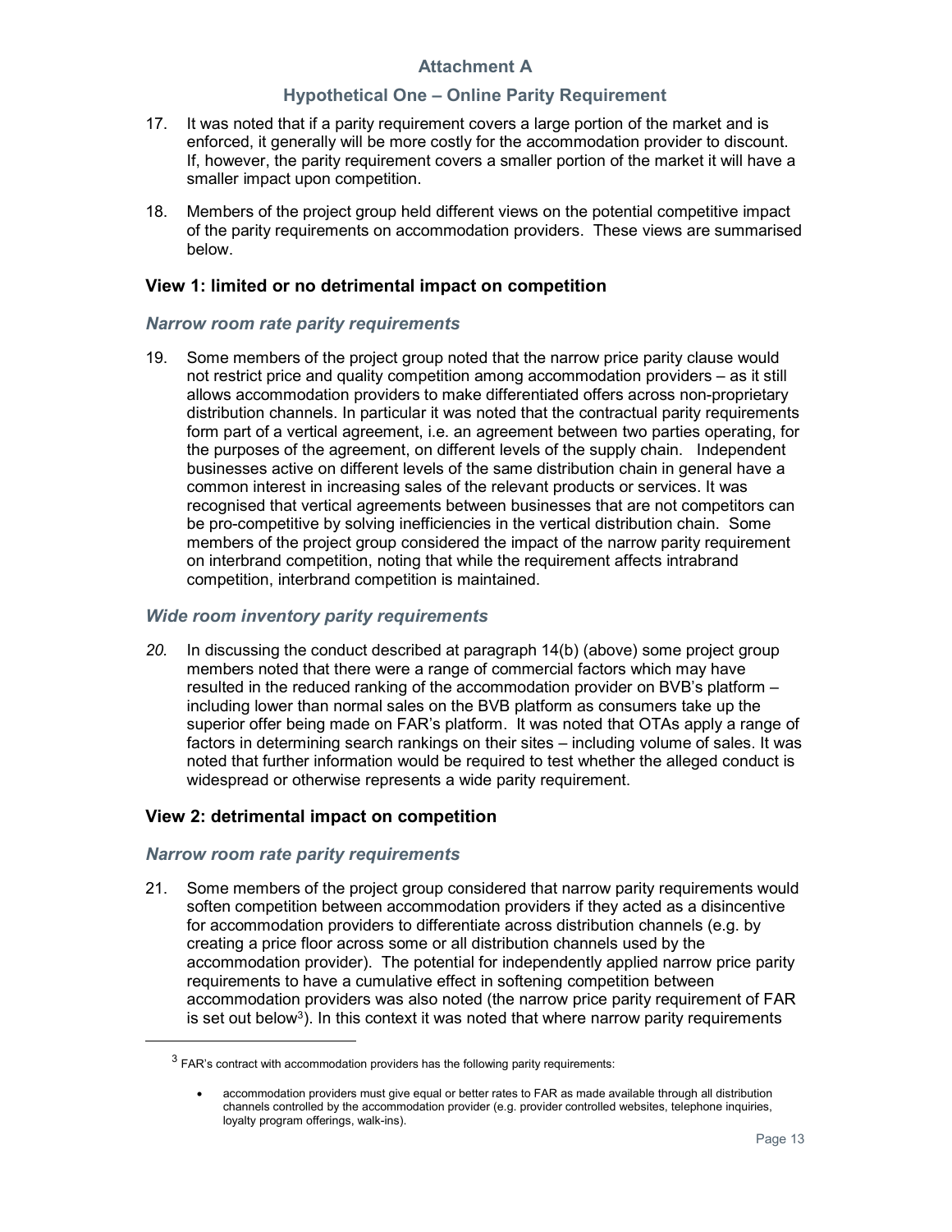## Attachment A

### Hypothetical One – Online Parity Requirement

17. It was noted that if a parity requirement covers a large portion of the market and is enforced, it generally will be more costly for the accommodation provider to discount. If, however, the parity requirement covers a smaller portion of the market it will have a smaller impact upon competition.

18. Members of the project group held different views on the potential competitive impact of the parity requirements on accommodation providers. These views are summarised below.

### View 1: limited or no detrimental impact on competition

#### *Narrow room rate parity requirements*

19. Some members of the project group noted that the narrow price parity clause would not restrict price and quality competition among accommodation providers – as it still allows accommodation providers to make differentiated offers across non-proprietary distribution channels. In particular it was noted that the contractual parity requirements form part of a vertical agreement, i.e. an agreement between two parties operating, for the purposes of the agreement, on different levels of the supply chain. Independent businesses active on different levels of the same distribution chain in general have a common interest in increasing sales of the relevant products or services. It was recognised that vertical agreements between businesses that are not competitors can be pro-competitive by solving inefficiencies in the vertical distribution chain. Some members of the project group considered the impact of the narrow parity requirement on interbrand competition, noting that while the requirement affects intrabrand competition, interbrand competition is maintained.

#### *Wide room inventory parity requirements*

*20.* In discussing the conduct described at paragraph 14(b) (above) some project group members noted that there were a range of commercial factors which may have resulted in the reduced ranking of the accommodation provider on BVB's platform – including lower than normal sales on the BVB platform as consumers take up the superior offer being made on FAR's platform. It was noted that OTAs apply a range of factors in determining search rankings on their sites – including volume of sales. It was noted that further information would be required to test whether the alleged conduct is widespread or otherwise represents a wide parity requirement.

### View 2: detrimental impact on competition

#### *Narrow room rate parity requirements*

21. Some members of the project group considered that narrow parity requirements would soften competition between accommodation providers if they acted as a disincentive for accommodation providers to differentiate across distribution channels (e.g. by creating a price floor across some or all distribution channels used by the accommodation provider). The potential for independently applied narrow price parity requirements to have a cumulative effect in softening competition between accommodation providers was also noted (the narrow price parity requirement of FAR is set out below[3]). In this context it was noted that where narrow parity requirements

---

[3] FAR's contract with accommodation providers has the following parity requirements:

- accommodation providers must give equal or better rates to FAR as made available through all distribution channels controlled by the accommodation provider (e.g. provider controlled websites, telephone inquiries, loyalty program offerings, walk-ins).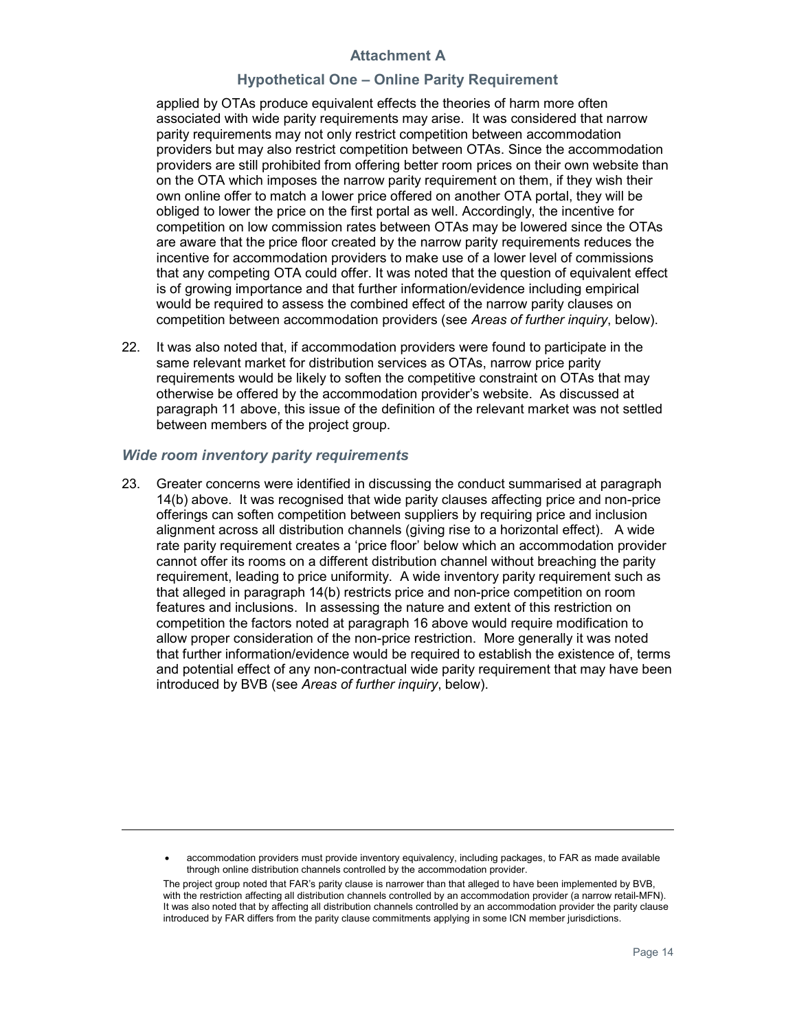applied by OTAs produce equivalent effects the theories of harm more often associated with wide parity requirements may arise. It was considered that narrow parity requirements may not only restrict competition between accommodation providers but may also restrict competition between OTAs. Since the accommodation providers are still prohibited from offering better room prices on their own website than on the OTA which imposes the narrow parity requirement on them, if they wish their own online offer to match a lower price offered on another OTA portal, they will be obliged to lower the price on the first portal as well. Accordingly, the incentive for competition on low commission rates between OTAs may be lowered since the OTAs are aware that the price floor created by the narrow parity requirements reduces the incentive for accommodation providers to make use of a lower level of commissions that any competing OTA could offer. It was noted that the question of equivalent effect is of growing importance and that further information/evidence including empirical would be required to assess the combined effect of the narrow parity clauses on competition between accommodation providers (see *Areas of further inquiry*, below).

22. It was also noted that, if accommodation providers were found to participate in the same relevant market for distribution services as OTAs, narrow price parity requirements would be likely to soften the competitive constraint on OTAs that may otherwise be offered by the accommodation provider's website. As discussed at paragraph 11 above, this issue of the definition of the relevant market was not settled between members of the project group.

### *Wide room inventory parity requirements*

23. Greater concerns were identified in discussing the conduct summarised at paragraph 14(b) above. It was recognised that wide parity clauses affecting price and non-price offerings can soften competition between suppliers by requiring price and inclusion alignment across all distribution channels (giving rise to a horizontal effect). A wide rate parity requirement creates a 'price floor' below which an accommodation provider cannot offer its rooms on a different distribution channel without breaching the parity requirement, leading to price uniformity. A wide inventory parity requirement such as that alleged in paragraph 14(b) restricts price and non-price competition on room features and inclusions. In assessing the nature and extent of this restriction on competition the factors noted at paragraph 16 above would require modification to allow proper consideration of the non-price restriction. More generally it was noted that further information/evidence would be required to establish the existence of, terms and potential effect of any non-contractual wide parity requirement that may have been introduced by BVB (see *Areas of further inquiry*, below).

---

- accommodation providers must provide inventory equivalency, including packages, to FAR as made available through online distribution channels controlled by the accommodation provider.

The project group noted that FAR's parity clause is narrower than that alleged to have been implemented by BVB, with the restriction affecting all distribution channels controlled by an accommodation provider (a narrow retail-MFN). It was also noted that by affecting all distribution channels controlled by an accommodation provider the parity clause introduced by FAR differs from the parity clause commitments applying in some ICN member jurisdictions.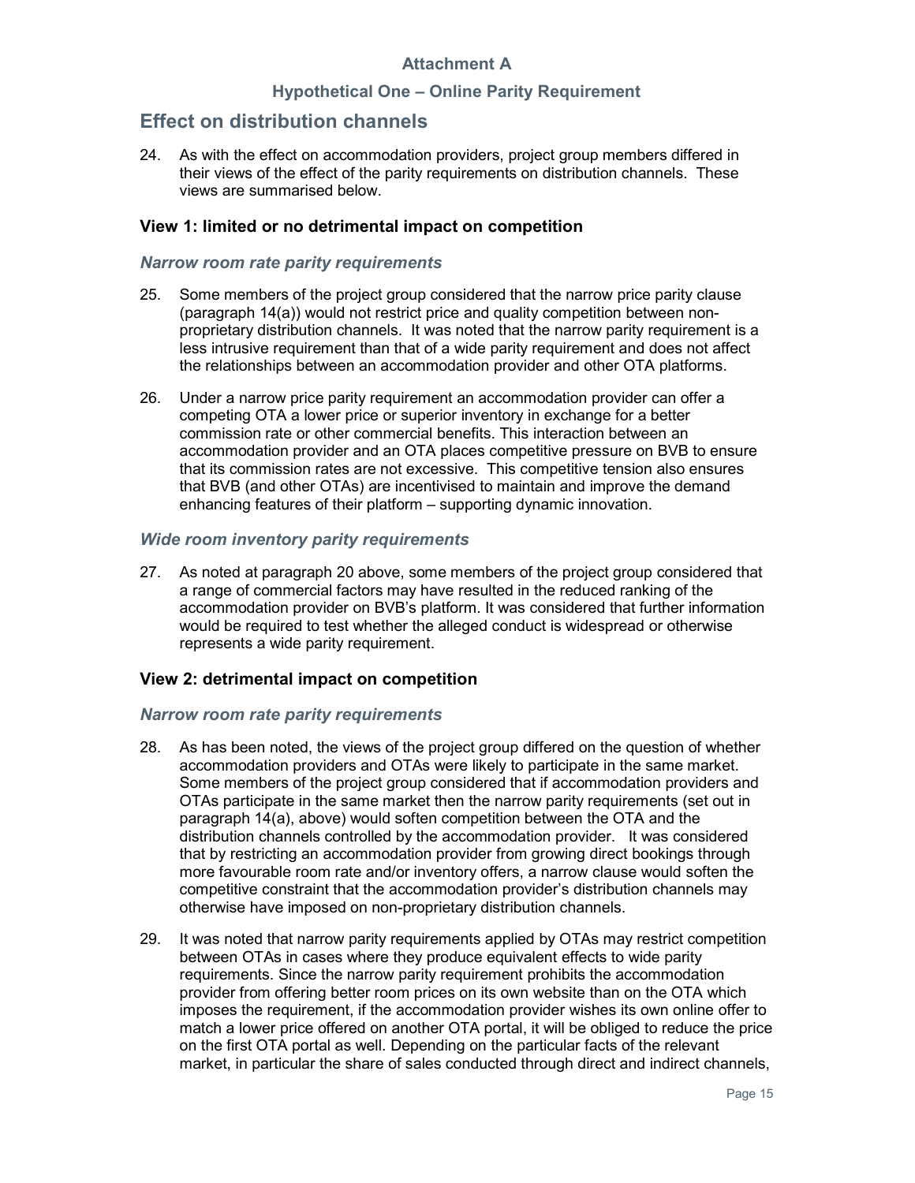## Attachment A

### Hypothetical One – Online Parity Requirement

# Effect on distribution channels

24. As with the effect on accommodation providers, project group members differed in their views of the effect of the parity requirements on distribution channels. These views are summarised below.

### View 1: limited or no detrimental impact on competition

#### *Narrow room rate parity requirements*

25. Some members of the project group considered that the narrow price parity clause (paragraph 14(a)) would not restrict price and quality competition between non-proprietary distribution channels. It was noted that the narrow parity requirement is a less intrusive requirement than that of a wide parity requirement and does not affect the relationships between an accommodation provider and other OTA platforms.

26. Under a narrow price parity requirement an accommodation provider can offer a competing OTA a lower price or superior inventory in exchange for a better commission rate or other commercial benefits. This interaction between an accommodation provider and an OTA places competitive pressure on BVB to ensure that its commission rates are not excessive. This competitive tension also ensures that BVB (and other OTAs) are incentivised to maintain and improve the demand enhancing features of their platform – supporting dynamic innovation.

#### *Wide room inventory parity requirements*

27. As noted at paragraph 20 above, some members of the project group considered that a range of commercial factors may have resulted in the reduced ranking of the accommodation provider on BVB's platform. It was considered that further information would be required to test whether the alleged conduct is widespread or otherwise represents a wide parity requirement.

### View 2: detrimental impact on competition

#### *Narrow room rate parity requirements*

28. As has been noted, the views of the project group differed on the question of whether accommodation providers and OTAs were likely to participate in the same market. Some members of the project group considered that if accommodation providers and OTAs participate in the same market then the narrow parity requirements (set out in paragraph 14(a), above) would soften competition between the OTA and the distribution channels controlled by the accommodation provider. It was considered that by restricting an accommodation provider from growing direct bookings through more favourable room rate and/or inventory offers, a narrow clause would soften the competitive constraint that the accommodation provider's distribution channels may otherwise have imposed on non-proprietary distribution channels.

29. It was noted that narrow parity requirements applied by OTAs may restrict competition between OTAs in cases where they produce equivalent effects to wide parity requirements. Since the narrow parity requirement prohibits the accommodation provider from offering better room prices on its own website than on the OTA which imposes the requirement, if the accommodation provider wishes its own online offer to match a lower price offered on another OTA portal, it will be obliged to reduce the price on the first OTA portal as well. Depending on the particular facts of the relevant market, in particular the share of sales conducted through direct and indirect channels,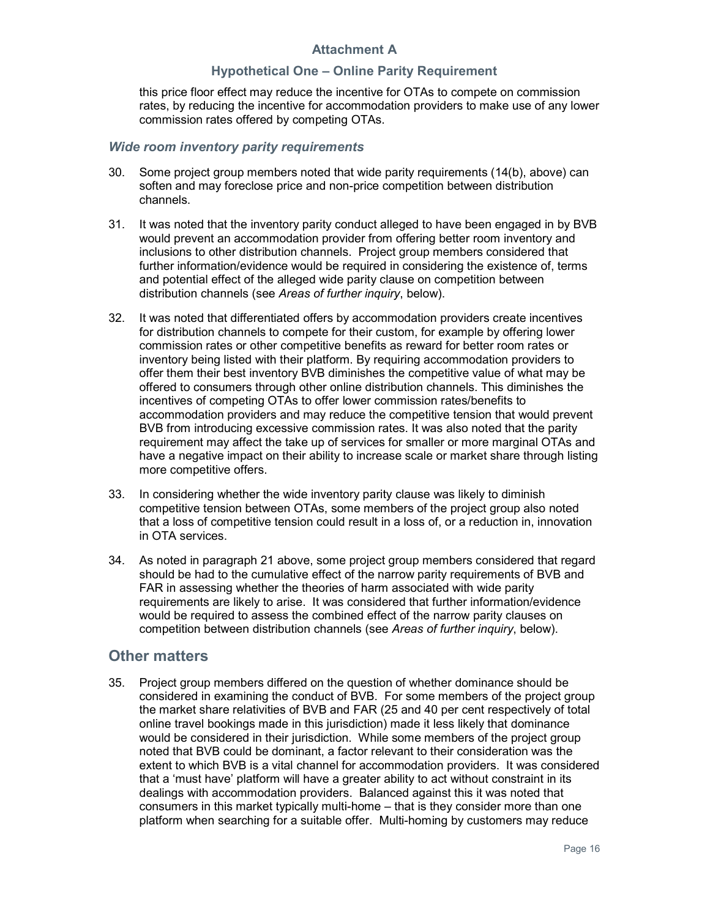this price floor effect may reduce the incentive for OTAs to compete on commission rates, by reducing the incentive for accommodation providers to make use of any lower commission rates offered by competing OTAs.

### *Wide room inventory parity requirements*

30. Some project group members noted that wide parity requirements (14(b), above) can soften and may foreclose price and non-price competition between distribution channels.

31. It was noted that the inventory parity conduct alleged to have been engaged in by BVB would prevent an accommodation provider from offering better room inventory and inclusions to other distribution channels. Project group members considered that further information/evidence would be required in considering the existence of, terms and potential effect of the alleged wide parity clause on competition between distribution channels (see *Areas of further inquiry*, below).

32. It was noted that differentiated offers by accommodation providers create incentives for distribution channels to compete for their custom, for example by offering lower commission rates or other competitive benefits as reward for better room rates or inventory being listed with their platform. By requiring accommodation providers to offer them their best inventory BVB diminishes the competitive value of what may be offered to consumers through other online distribution channels. This diminishes the incentives of competing OTAs to offer lower commission rates/benefits to accommodation providers and may reduce the competitive tension that would prevent BVB from introducing excessive commission rates. It was also noted that the parity requirement may affect the take up of services for smaller or more marginal OTAs and have a negative impact on their ability to increase scale or market share through listing more competitive offers.

33. In considering whether the wide inventory parity clause was likely to diminish competitive tension between OTAs, some members of the project group also noted that a loss of competitive tension could result in a loss of, or a reduction in, innovation in OTA services.

34. As noted in paragraph 21 above, some project group members considered that regard should be had to the cumulative effect of the narrow parity requirements of BVB and FAR in assessing whether the theories of harm associated with wide parity requirements are likely to arise. It was considered that further information/evidence would be required to assess the combined effect of the narrow parity clauses on competition between distribution channels (see *Areas of further inquiry*, below).

## Other matters

35. Project group members differed on the question of whether dominance should be considered in examining the conduct of BVB. For some members of the project group the market share relativities of BVB and FAR (25 and 40 per cent respectively of total online travel bookings made in this jurisdiction) made it less likely that dominance would be considered in their jurisdiction. While some members of the project group noted that BVB could be dominant, a factor relevant to their consideration was the extent to which BVB is a vital channel for accommodation providers. It was considered that a 'must have' platform will have a greater ability to act without constraint in its dealings with accommodation providers. Balanced against this it was noted that consumers in this market typically multi-home – that is they consider more than one platform when searching for a suitable offer. Multi-homing by customers may reduce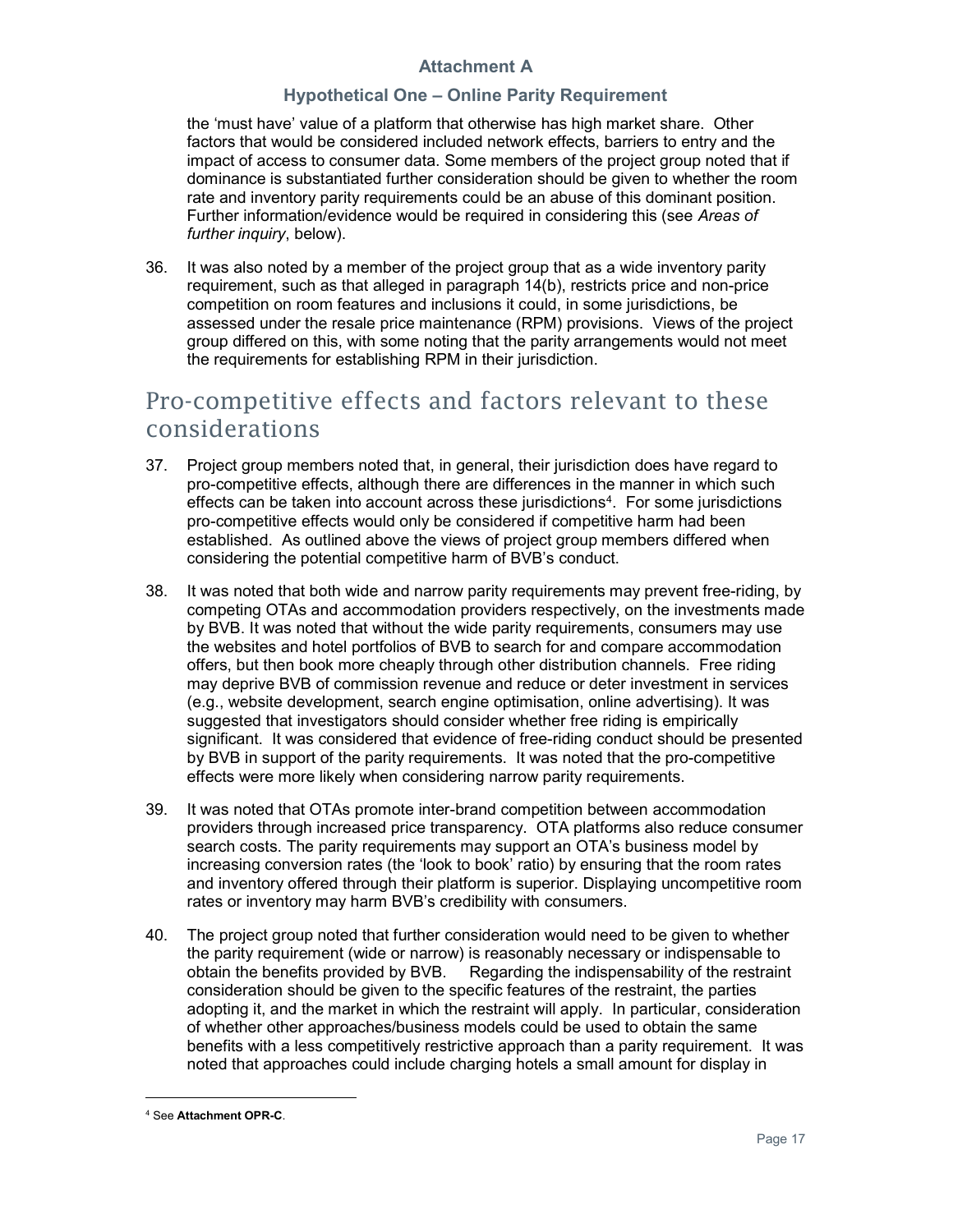the 'must have' value of a platform that otherwise has high market share. Other factors that would be considered included network effects, barriers to entry and the impact of access to consumer data. Some members of the project group noted that if dominance is substantiated further consideration should be given to whether the room rate and inventory parity requirements could be an abuse of this dominant position. Further information/evidence would be required in considering this (see *Areas of further inquiry*, below).

36. It was also noted by a member of the project group that as a wide inventory parity requirement, such as that alleged in paragraph 14(b), restricts price and non-price competition on room features and inclusions it could, in some jurisdictions, be assessed under the resale price maintenance (RPM) provisions. Views of the project group differed on this, with some noting that the parity arrangements would not meet the requirements for establishing RPM in their jurisdiction.

## Pro-competitive effects and factors relevant to these considerations

37. Project group members noted that, in general, their jurisdiction does have regard to pro-competitive effects, although there are differences in the manner in which such effects can be taken into account across these jurisdictions[4]. For some jurisdictions pro-competitive effects would only be considered if competitive harm had been established. As outlined above the views of project group members differed when considering the potential competitive harm of BVB's conduct.

38. It was noted that both wide and narrow parity requirements may prevent free-riding, by competing OTAs and accommodation providers respectively, on the investments made by BVB. It was noted that without the wide parity requirements, consumers may use the websites and hotel portfolios of BVB to search for and compare accommodation offers, but then book more cheaply through other distribution channels. Free riding may deprive BVB of commission revenue and reduce or deter investment in services (e.g., website development, search engine optimisation, online advertising). It was suggested that investigators should consider whether free riding is empirically significant. It was considered that evidence of free-riding conduct should be presented by BVB in support of the parity requirements. It was noted that the pro-competitive effects were more likely when considering narrow parity requirements.

39. It was noted that OTAs promote inter-brand competition between accommodation providers through increased price transparency. OTA platforms also reduce consumer search costs. The parity requirements may support an OTA's business model by increasing conversion rates (the 'look to book' ratio) by ensuring that the room rates and inventory offered through their platform is superior. Displaying uncompetitive room rates or inventory may harm BVB's credibility with consumers.

40. The project group noted that further consideration would need to be given to whether the parity requirement (wide or narrow) is reasonably necessary or indispensable to obtain the benefits provided by BVB. Regarding the indispensability of the restraint consideration should be given to the specific features of the restraint, the parties adopting it, and the market in which the restraint will apply. In particular, consideration of whether other approaches/business models could be used to obtain the same benefits with a less competitively restrictive approach than a parity requirement. It was noted that approaches could include charging hotels a small amount for display in

[4] See **Attachment OPR-C**.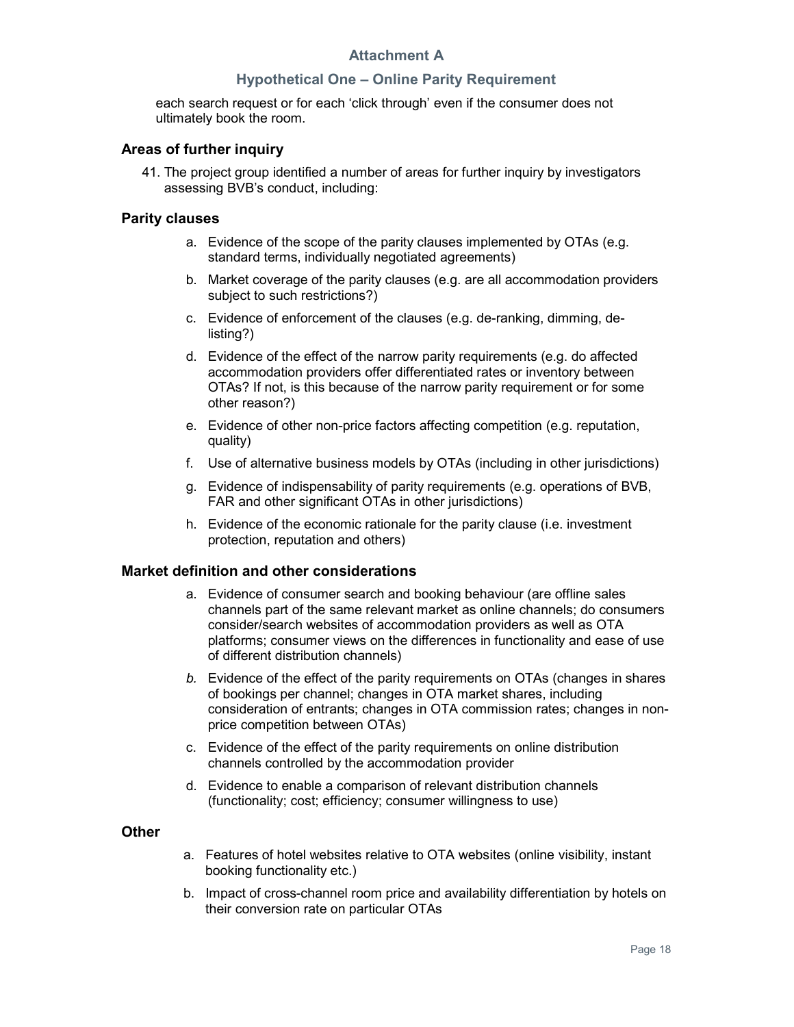each search request or for each 'click through' even if the consumer does not ultimately book the room.

### Areas of further inquiry

41. The project group identified a number of areas for further inquiry by investigators assessing BVB's conduct, including:

### Parity clauses

a. Evidence of the scope of the parity clauses implemented by OTAs (e.g. standard terms, individually negotiated agreements)
b. Market coverage of the parity clauses (e.g. are all accommodation providers subject to such restrictions?)
c. Evidence of enforcement of the clauses (e.g. de-ranking, dimming, de-listing?)
d. Evidence of the effect of the narrow parity requirements (e.g. do affected accommodation providers offer differentiated rates or inventory between OTAs? If not, is this because of the narrow parity requirement or for some other reason?)
e. Evidence of other non-price factors affecting competition (e.g. reputation, quality)
f. Use of alternative business models by OTAs (including in other jurisdictions)
g. Evidence of indispensability of parity requirements (e.g. operations of BVB, FAR and other significant OTAs in other jurisdictions)
h. Evidence of the economic rationale for the parity clause (i.e. investment protection, reputation and others)

### Market definition and other considerations

a. Evidence of consumer search and booking behaviour (are offline sales channels part of the same relevant market as online channels; do consumers consider/search websites of accommodation providers as well as OTA platforms; consumer views on the differences in functionality and ease of use of different distribution channels)
*b.* Evidence of the effect of the parity requirements on OTAs (changes in shares of bookings per channel; changes in OTA market shares, including consideration of entrants; changes in OTA commission rates; changes in non-price competition between OTAs)
c. Evidence of the effect of the parity requirements on online distribution channels controlled by the accommodation provider
d. Evidence to enable a comparison of relevant distribution channels (functionality; cost; efficiency; consumer willingness to use)

### Other

a. Features of hotel websites relative to OTA websites (online visibility, instant booking functionality etc.)
b. Impact of cross-channel room price and availability differentiation by hotels on their conversion rate on particular OTAs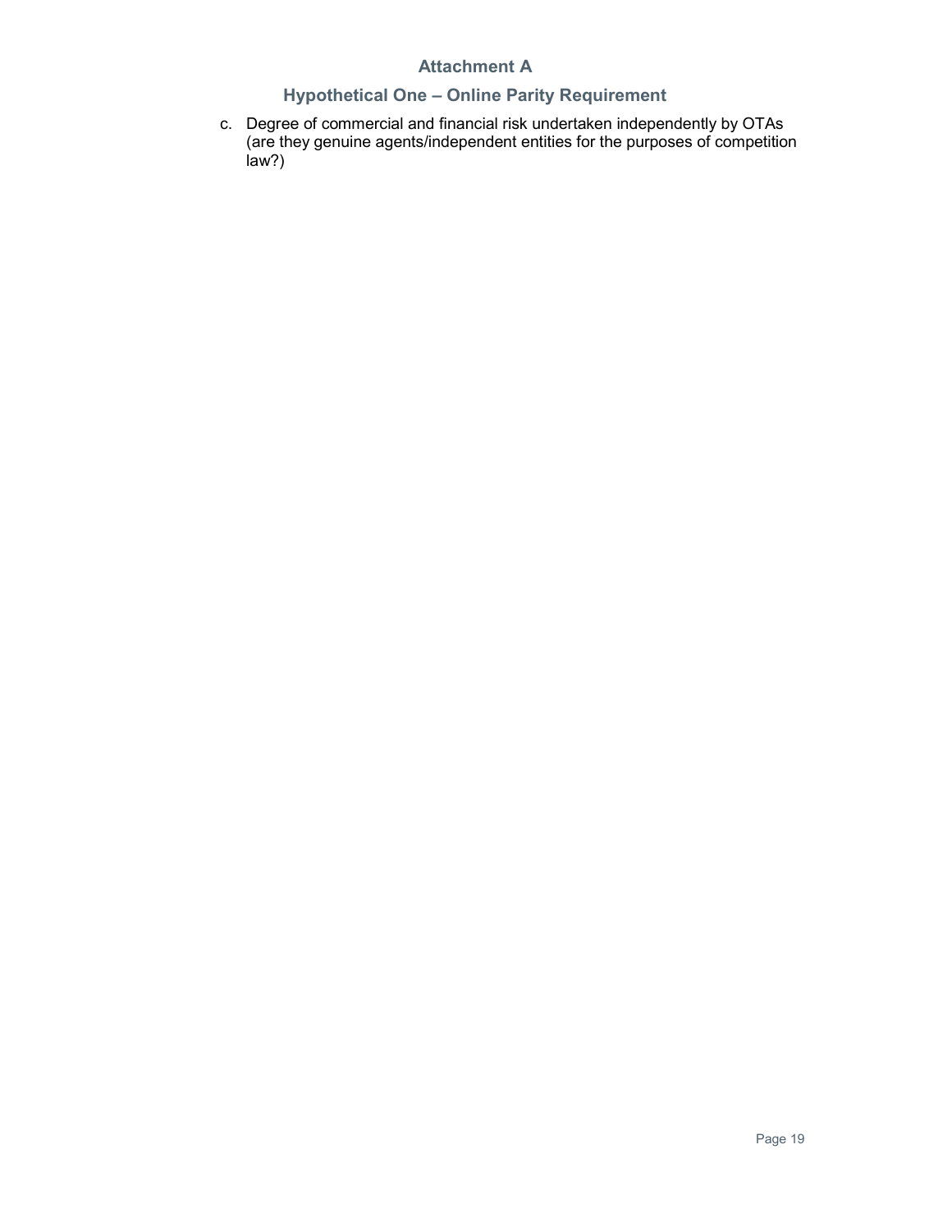## Attachment A

### Hypothetical One – Online Parity Requirement

c. Degree of commercial and financial risk undertaken independently by OTAs (are they genuine agents/independent entities for the purposes of competition law?)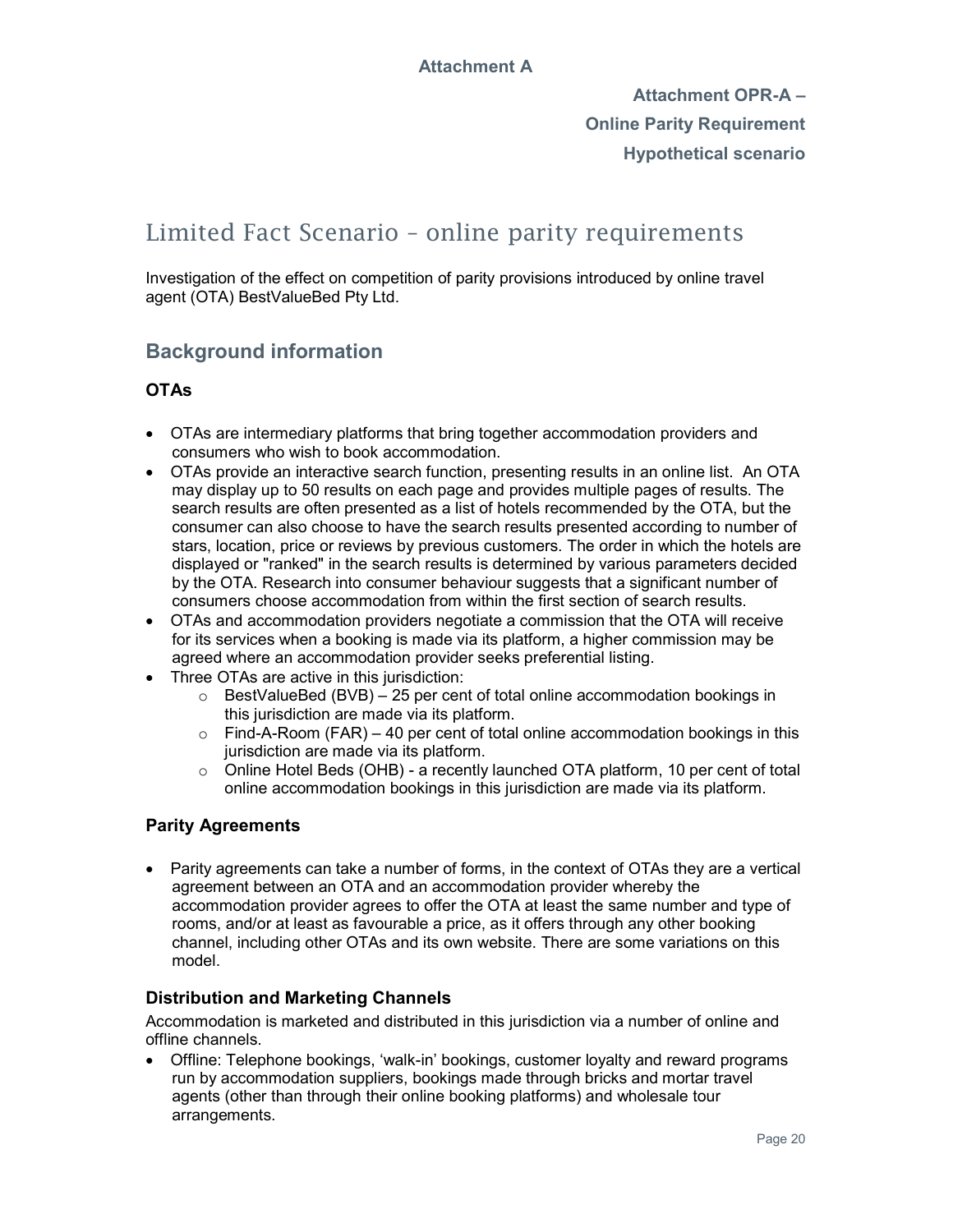**Attachment A**

**Attachment OPR-A –**
**Online Parity Requirement**
**Hypothetical scenario**

# Limited Fact Scenario – online parity requirements

Investigation of the effect on competition of parity provisions introduced by online travel agent (OTA) BestValueBed Pty Ltd.

## Background information

### OTAs

- OTAs are intermediary platforms that bring together accommodation providers and consumers who wish to book accommodation.
- OTAs provide an interactive search function, presenting results in an online list. An OTA may display up to 50 results on each page and provides multiple pages of results. The search results are often presented as a list of hotels recommended by the OTA, but the consumer can also choose to have the search results presented according to number of stars, location, price or reviews by previous customers. The order in which the hotels are displayed or "ranked" in the search results is determined by various parameters decided by the OTA. Research into consumer behaviour suggests that a significant number of consumers choose accommodation from within the first section of search results.
- OTAs and accommodation providers negotiate a commission that the OTA will receive for its services when a booking is made via its platform, a higher commission may be agreed where an accommodation provider seeks preferential listing.
- Three OTAs are active in this jurisdiction:
  - BestValueBed (BVB) – 25 per cent of total online accommodation bookings in this jurisdiction are made via its platform.
  - Find-A-Room (FAR) – 40 per cent of total online accommodation bookings in this jurisdiction are made via its platform.
  - Online Hotel Beds (OHB) - a recently launched OTA platform, 10 per cent of total online accommodation bookings in this jurisdiction are made via its platform.

### Parity Agreements

- Parity agreements can take a number of forms, in the context of OTAs they are a vertical agreement between an OTA and an accommodation provider whereby the accommodation provider agrees to offer the OTA at least the same number and type of rooms, and/or at least as favourable a price, as it offers through any other booking channel, including other OTAs and its own website. There are some variations on this model.

### Distribution and Marketing Channels

Accommodation is marketed and distributed in this jurisdiction via a number of online and offline channels.

- Offline: Telephone bookings, 'walk-in' bookings, customer loyalty and reward programs run by accommodation suppliers, bookings made through bricks and mortar travel agents (other than through their online booking platforms) and wholesale tour arrangements.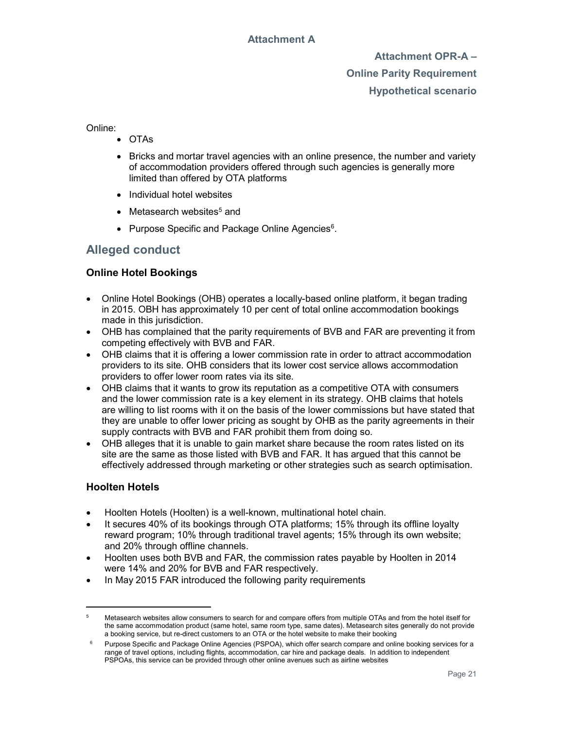# Attachment A

**Attachment OPR-A –**
**Online Parity Requirement**
**Hypothetical scenario**

Online:

- OTAs
- Bricks and mortar travel agencies with an online presence, the number and variety of accommodation providers offered through such agencies is generally more limited than offered by OTA platforms
- Individual hotel websites
- Metasearch websites[5] and
- Purpose Specific and Package Online Agencies[6].

## Alleged conduct

### Online Hotel Bookings

- Online Hotel Bookings (OHB) operates a locally-based online platform, it began trading in 2015. OBH has approximately 10 per cent of total online accommodation bookings made in this jurisdiction.
- OHB has complained that the parity requirements of BVB and FAR are preventing it from competing effectively with BVB and FAR.
- OHB claims that it is offering a lower commission rate in order to attract accommodation providers to its site. OHB considers that its lower cost service allows accommodation providers to offer lower room rates via its site.
- OHB claims that it wants to grow its reputation as a competitive OTA with consumers and the lower commission rate is a key element in its strategy. OHB claims that hotels are willing to list rooms with it on the basis of the lower commissions but have stated that they are unable to offer lower pricing as sought by OHB as the parity agreements in their supply contracts with BVB and FAR prohibit them from doing so.
- OHB alleges that it is unable to gain market share because the room rates listed on its site are the same as those listed with BVB and FAR. It has argued that this cannot be effectively addressed through marketing or other strategies such as search optimisation.

### Hoolten Hotels

- Hoolten Hotels (Hoolten) is a well-known, multinational hotel chain.
- It secures 40% of its bookings through OTA platforms; 15% through its offline loyalty reward program; 10% through traditional travel agents; 15% through its own website; and 20% through offline channels.
- Hoolten uses both BVB and FAR, the commission rates payable by Hoolten in 2014 were 14% and 20% for BVB and FAR respectively.
- In May 2015 FAR introduced the following parity requirements

[5] Metasearch websites allow consumers to search for and compare offers from multiple OTAs and from the hotel itself for the same accommodation product (same hotel, same room type, same dates). Metasearch sites generally do not provide a booking service, but re-direct customers to an OTA or the hotel website to make their booking

[6] Purpose Specific and Package Online Agencies (PSPOA), which offer search compare and online booking services for a range of travel options, including flights, accommodation, car hire and package deals. In addition to independent PSPOAs, this service can be provided through other online avenues such as airline websites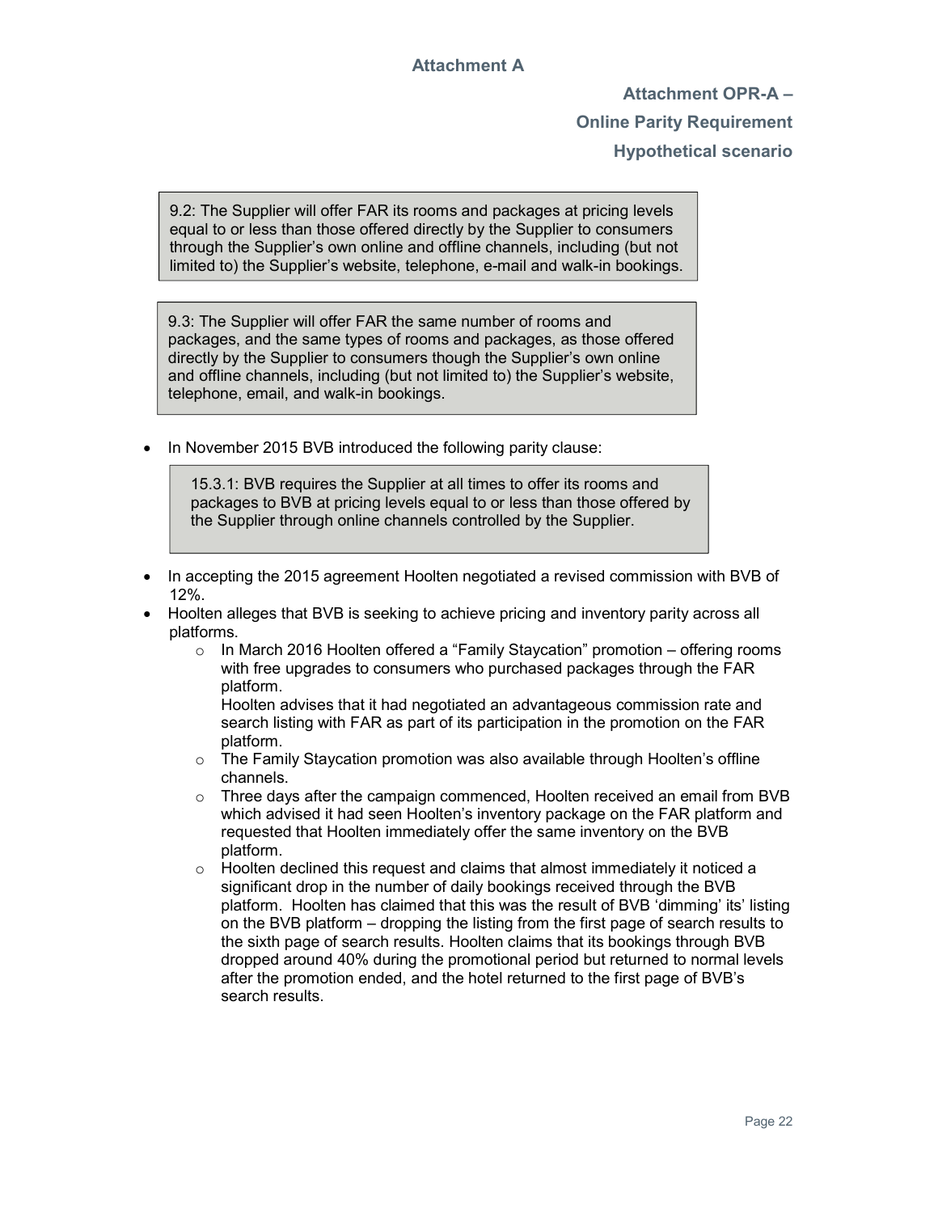# Attachment A

## Attachment OPR-A – Online Parity Requirement Hypothetical scenario

> 9.2: The Supplier will offer FAR its rooms and packages at pricing levels equal to or less than those offered directly by the Supplier to consumers through the Supplier's own online and offline channels, including (but not limited to) the Supplier's website, telephone, e-mail and walk-in bookings.

> 9.3: The Supplier will offer FAR the same number of rooms and packages, and the same types of rooms and packages, as those offered directly by the Supplier to consumers though the Supplier's own online and offline channels, including (but not limited to) the Supplier's website, telephone, email, and walk-in bookings.

- In November 2015 BVB introduced the following parity clause:

> 15.3.1: BVB requires the Supplier at all times to offer its rooms and packages to BVB at pricing levels equal to or less than those offered by the Supplier through online channels controlled by the Supplier.

- In accepting the 2015 agreement Hoolten negotiated a revised commission with BVB of 12%.
- Hoolten alleges that BVB is seeking to achieve pricing and inventory parity across all platforms.
  - In March 2016 Hoolten offered a "Family Staycation" promotion – offering rooms with free upgrades to consumers who purchased packages through the FAR platform.
    Hoolten advises that it had negotiated an advantageous commission rate and search listing with FAR as part of its participation in the promotion on the FAR platform.
  - The Family Staycation promotion was also available through Hoolten's offline channels.
  - Three days after the campaign commenced, Hoolten received an email from BVB which advised it had seen Hoolten's inventory package on the FAR platform and requested that Hoolten immediately offer the same inventory on the BVB platform.
  - Hoolten declined this request and claims that almost immediately it noticed a significant drop in the number of daily bookings received through the BVB platform. Hoolten has claimed that this was the result of BVB 'dimming' its' listing on the BVB platform – dropping the listing from the first page of search results to the sixth page of search results. Hoolten claims that its bookings through BVB dropped around 40% during the promotional period but returned to normal levels after the promotion ended, and the hotel returned to the first page of BVB's search results.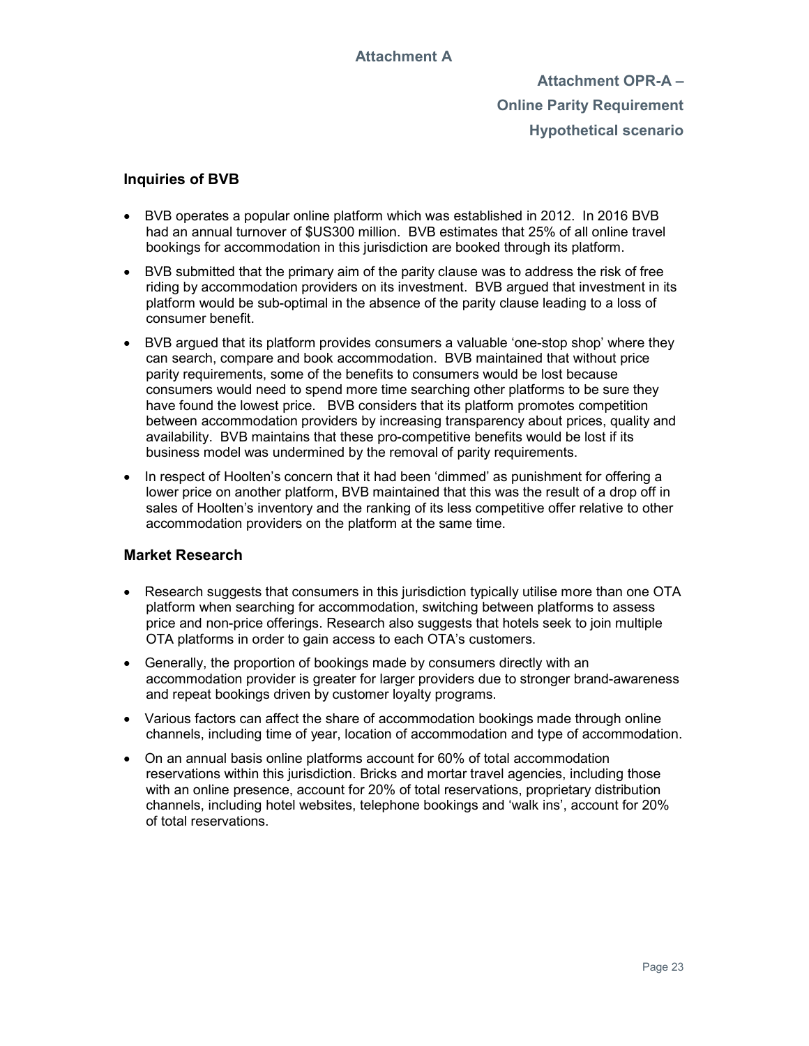## Attachment A

### Attachment OPR-A – Online Parity Requirement Hypothetical scenario

### Inquiries of BVB

- BVB operates a popular online platform which was established in 2012. In 2016 BVB had an annual turnover of $US300 million. BVB estimates that 25% of all online travel bookings for accommodation in this jurisdiction are booked through its platform.
- BVB submitted that the primary aim of the parity clause was to address the risk of free riding by accommodation providers on its investment. BVB argued that investment in its platform would be sub-optimal in the absence of the parity clause leading to a loss of consumer benefit.
- BVB argued that its platform provides consumers a valuable 'one-stop shop' where they can search, compare and book accommodation. BVB maintained that without price parity requirements, some of the benefits to consumers would be lost because consumers would need to spend more time searching other platforms to be sure they have found the lowest price. BVB considers that its platform promotes competition between accommodation providers by increasing transparency about prices, quality and availability. BVB maintains that these pro-competitive benefits would be lost if its business model was undermined by the removal of parity requirements.
- In respect of Hoolten's concern that it had been 'dimmed' as punishment for offering a lower price on another platform, BVB maintained that this was the result of a drop off in sales of Hoolten's inventory and the ranking of its less competitive offer relative to other accommodation providers on the platform at the same time.

### Market Research

- Research suggests that consumers in this jurisdiction typically utilise more than one OTA platform when searching for accommodation, switching between platforms to assess price and non-price offerings. Research also suggests that hotels seek to join multiple OTA platforms in order to gain access to each OTA's customers.
- Generally, the proportion of bookings made by consumers directly with an accommodation provider is greater for larger providers due to stronger brand-awareness and repeat bookings driven by customer loyalty programs.
- Various factors can affect the share of accommodation bookings made through online channels, including time of year, location of accommodation and type of accommodation.
- On an annual basis online platforms account for 60% of total accommodation reservations within this jurisdiction. Bricks and mortar travel agencies, including those with an online presence, account for 20% of total reservations, proprietary distribution channels, including hotel websites, telephone bookings and 'walk ins', account for 20% of total reservations.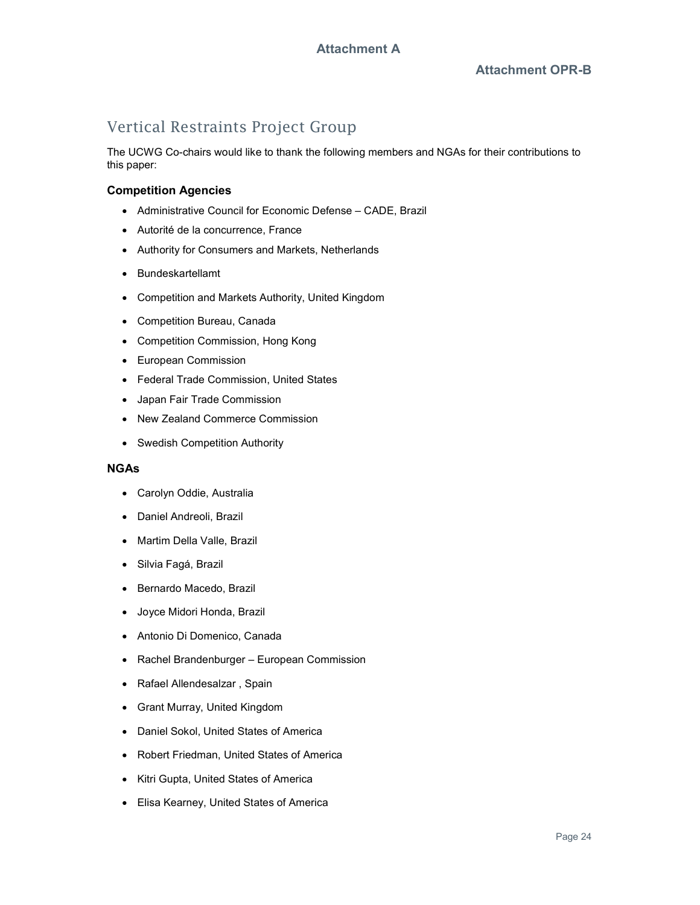Attachment A

Attachment OPR-B

# Vertical Restraints Project Group

The UCWG Co-chairs would like to thank the following members and NGAs for their contributions to this paper:

**Competition Agencies**

- Administrative Council for Economic Defense – CADE, Brazil
- Autorité de la concurrence, France
- Authority for Consumers and Markets, Netherlands
- Bundeskartellamt
- Competition and Markets Authority, United Kingdom
- Competition Bureau, Canada
- Competition Commission, Hong Kong
- European Commission
- Federal Trade Commission, United States
- Japan Fair Trade Commission
- New Zealand Commerce Commission
- Swedish Competition Authority

**NGAs**

- Carolyn Oddie, Australia
- Daniel Andreoli, Brazil
- Martim Della Valle, Brazil
- Silvia Fagá, Brazil
- Bernardo Macedo, Brazil
- Joyce Midori Honda, Brazil
- Antonio Di Domenico, Canada
- Rachel Brandenburger – European Commission
- Rafael Allendesalzar , Spain
- Grant Murray, United Kingdom
- Daniel Sokol, United States of America
- Robert Friedman, United States of America
- Kitri Gupta, United States of America
- Elisa Kearney, United States of America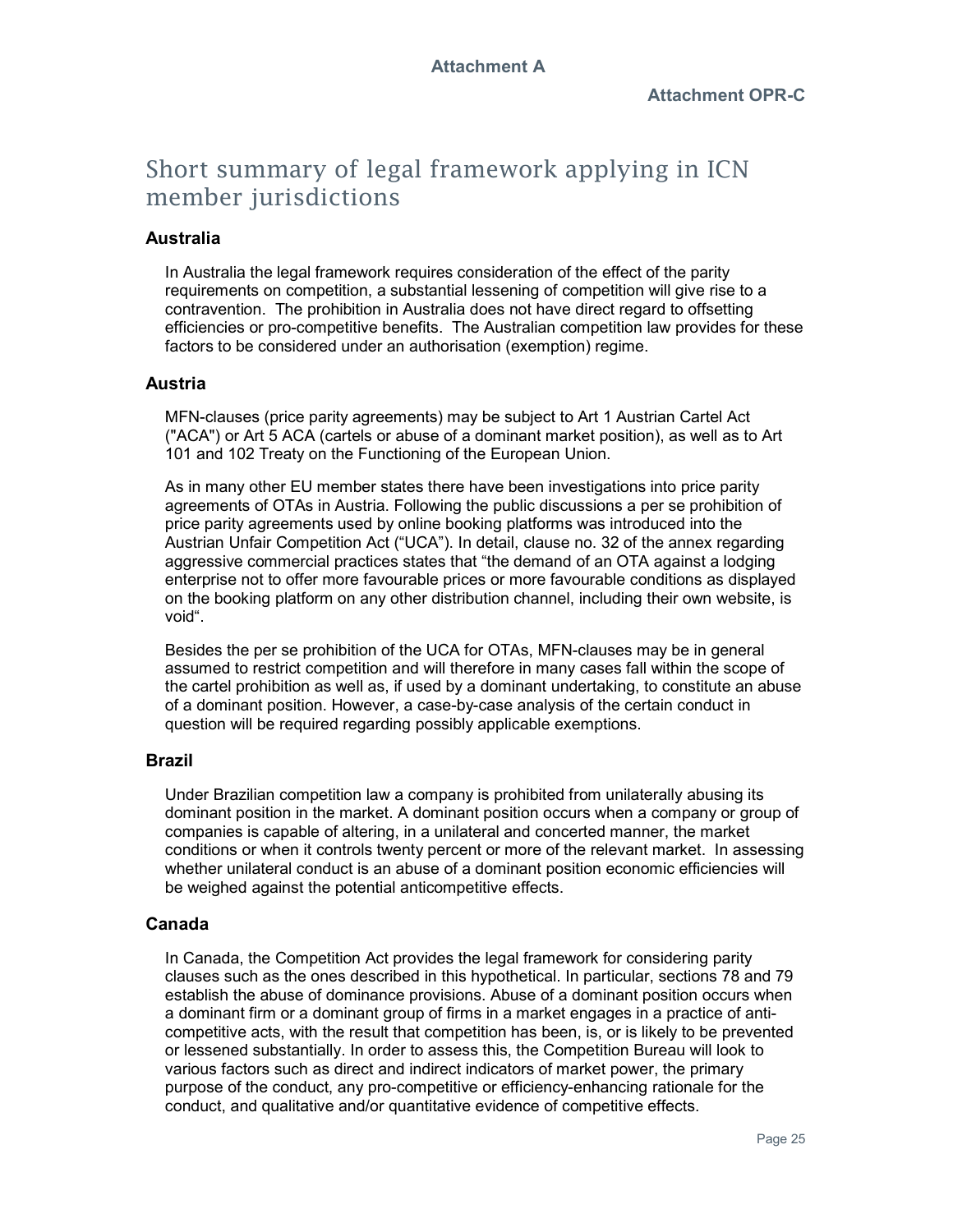**Attachment A**

**Attachment OPR-C**

# Short summary of legal framework applying in ICN member jurisdictions

### Australia

In Australia the legal framework requires consideration of the effect of the parity requirements on competition, a substantial lessening of competition will give rise to a contravention. The prohibition in Australia does not have direct regard to offsetting efficiencies or pro-competitive benefits. The Australian competition law provides for these factors to be considered under an authorisation (exemption) regime.

### Austria

MFN-clauses (price parity agreements) may be subject to Art 1 Austrian Cartel Act ("ACA") or Art 5 ACA (cartels or abuse of a dominant market position), as well as to Art 101 and 102 Treaty on the Functioning of the European Union.

As in many other EU member states there have been investigations into price parity agreements of OTAs in Austria. Following the public discussions a per se prohibition of price parity agreements used by online booking platforms was introduced into the Austrian Unfair Competition Act ("UCA"). In detail, clause no. 32 of the annex regarding aggressive commercial practices states that "the demand of an OTA against a lodging enterprise not to offer more favourable prices or more favourable conditions as displayed on the booking platform on any other distribution channel, including their own website, is void".

Besides the per se prohibition of the UCA for OTAs, MFN-clauses may be in general assumed to restrict competition and will therefore in many cases fall within the scope of the cartel prohibition as well as, if used by a dominant undertaking, to constitute an abuse of a dominant position. However, a case-by-case analysis of the certain conduct in question will be required regarding possibly applicable exemptions.

### Brazil

Under Brazilian competition law a company is prohibited from unilaterally abusing its dominant position in the market. A dominant position occurs when a company or group of companies is capable of altering, in a unilateral and concerted manner, the market conditions or when it controls twenty percent or more of the relevant market. In assessing whether unilateral conduct is an abuse of a dominant position economic efficiencies will be weighed against the potential anticompetitive effects.

### Canada

In Canada, the Competition Act provides the legal framework for considering parity clauses such as the ones described in this hypothetical. In particular, sections 78 and 79 establish the abuse of dominance provisions. Abuse of a dominant position occurs when a dominant firm or a dominant group of firms in a market engages in a practice of anti-competitive acts, with the result that competition has been, is, or is likely to be prevented or lessened substantially. In order to assess this, the Competition Bureau will look to various factors such as direct and indirect indicators of market power, the primary purpose of the conduct, any pro-competitive or efficiency-enhancing rationale for the conduct, and qualitative and/or quantitative evidence of competitive effects.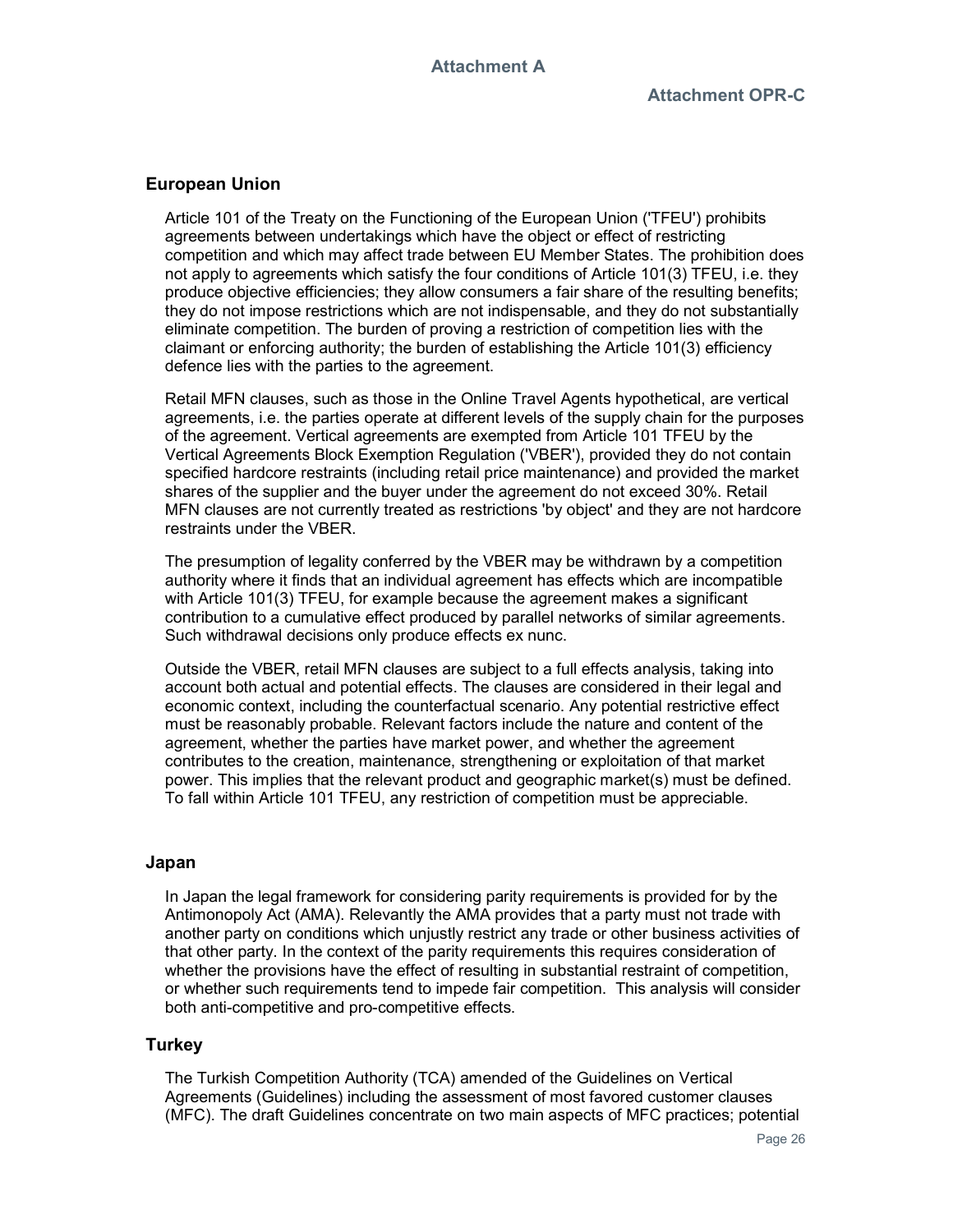Attachment A

Attachment OPR-C

## European Union

Article 101 of the Treaty on the Functioning of the European Union ('TFEU') prohibits agreements between undertakings which have the object or effect of restricting competition and which may affect trade between EU Member States. The prohibition does not apply to agreements which satisfy the four conditions of Article 101(3) TFEU, i.e. they produce objective efficiencies; they allow consumers a fair share of the resulting benefits; they do not impose restrictions which are not indispensable, and they do not substantially eliminate competition. The burden of proving a restriction of competition lies with the claimant or enforcing authority; the burden of establishing the Article 101(3) efficiency defence lies with the parties to the agreement.

Retail MFN clauses, such as those in the Online Travel Agents hypothetical, are vertical agreements, i.e. the parties operate at different levels of the supply chain for the purposes of the agreement. Vertical agreements are exempted from Article 101 TFEU by the Vertical Agreements Block Exemption Regulation ('VBER'), provided they do not contain specified hardcore restraints (including retail price maintenance) and provided the market shares of the supplier and the buyer under the agreement do not exceed 30%. Retail MFN clauses are not currently treated as restrictions 'by object' and they are not hardcore restraints under the VBER.

The presumption of legality conferred by the VBER may be withdrawn by a competition authority where it finds that an individual agreement has effects which are incompatible with Article 101(3) TFEU, for example because the agreement makes a significant contribution to a cumulative effect produced by parallel networks of similar agreements. Such withdrawal decisions only produce effects ex nunc.

Outside the VBER, retail MFN clauses are subject to a full effects analysis, taking into account both actual and potential effects. The clauses are considered in their legal and economic context, including the counterfactual scenario. Any potential restrictive effect must be reasonably probable. Relevant factors include the nature and content of the agreement, whether the parties have market power, and whether the agreement contributes to the creation, maintenance, strengthening or exploitation of that market power. This implies that the relevant product and geographic market(s) must be defined. To fall within Article 101 TFEU, any restriction of competition must be appreciable.

## Japan

In Japan the legal framework for considering parity requirements is provided for by the Antimonopoly Act (AMA). Relevantly the AMA provides that a party must not trade with another party on conditions which unjustly restrict any trade or other business activities of that other party. In the context of the parity requirements this requires consideration of whether the provisions have the effect of resulting in substantial restraint of competition, or whether such requirements tend to impede fair competition. This analysis will consider both anti-competitive and pro-competitive effects.

## Turkey

The Turkish Competition Authority (TCA) amended of the Guidelines on Vertical Agreements (Guidelines) including the assessment of most favored customer clauses (MFC). The draft Guidelines concentrate on two main aspects of MFC practices; potential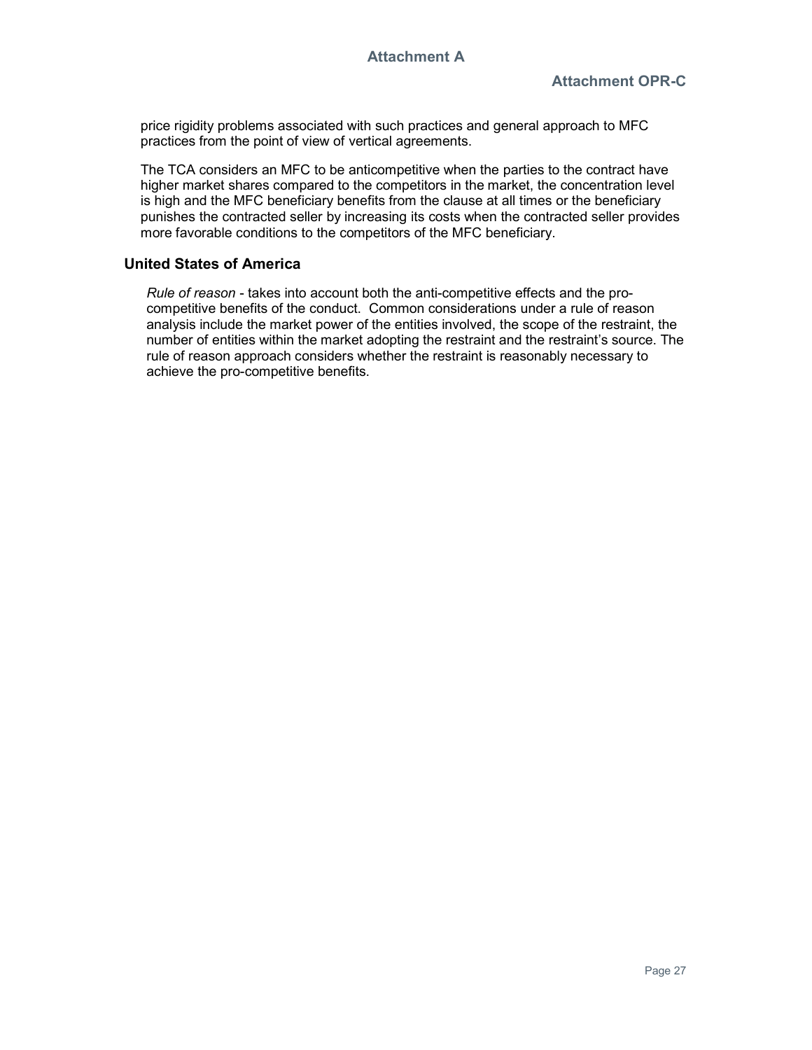price rigidity problems associated with such practices and general approach to MFC practices from the point of view of vertical agreements.

The TCA considers an MFC to be anticompetitive when the parties to the contract have higher market shares compared to the competitors in the market, the concentration level is high and the MFC beneficiary benefits from the clause at all times or the beneficiary punishes the contracted seller by increasing its costs when the contracted seller provides more favorable conditions to the competitors of the MFC beneficiary.

## United States of America

*Rule of reason* - takes into account both the anti-competitive effects and the pro-competitive benefits of the conduct. Common considerations under a rule of reason analysis include the market power of the entities involved, the scope of the restraint, the number of entities within the market adopting the restraint and the restraint's source. The rule of reason approach considers whether the restraint is reasonably necessary to achieve the pro-competitive benefits.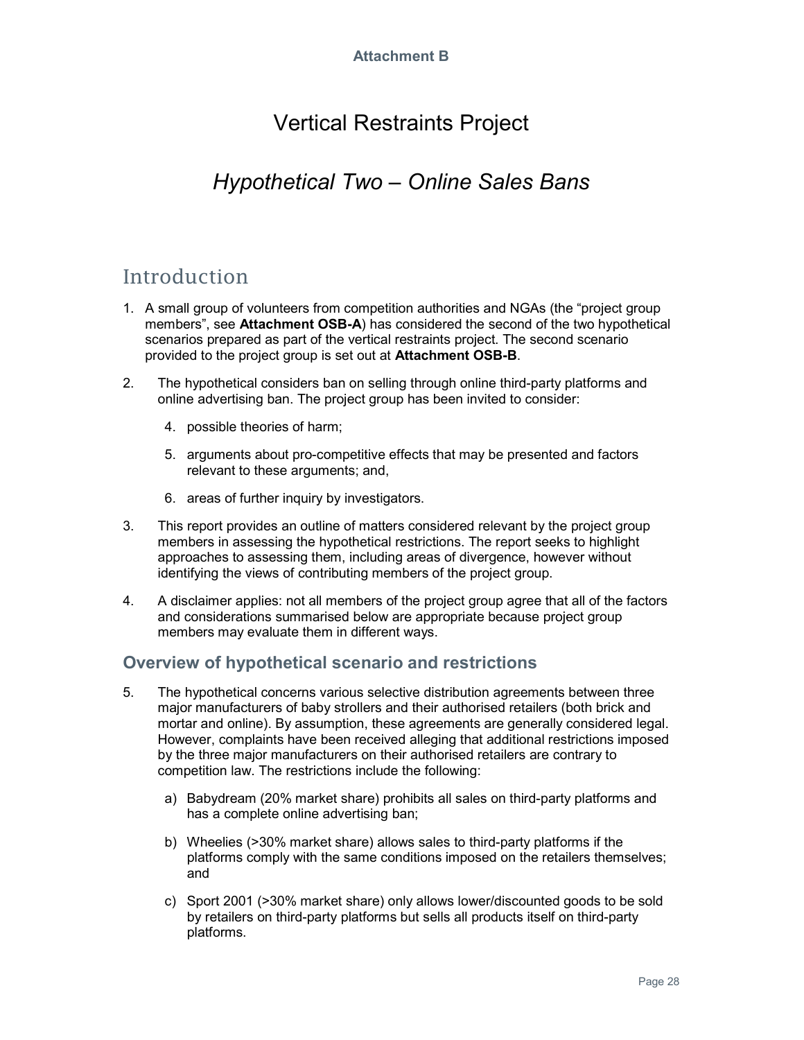Attachment B

# Vertical Restraints Project

## *Hypothetical Two – Online Sales Bans*

## Introduction

1. A small group of volunteers from competition authorities and NGAs (the "project group members", see **Attachment OSB-A**) has considered the second of the two hypothetical scenarios prepared as part of the vertical restraints project. The second scenario provided to the project group is set out at **Attachment OSB-B**.

2. The hypothetical considers ban on selling through online third-party platforms and online advertising ban. The project group has been invited to consider:

    4. possible theories of harm;

    5. arguments about pro-competitive effects that may be presented and factors relevant to these arguments; and,

    6. areas of further inquiry by investigators.

3. This report provides an outline of matters considered relevant by the project group members in assessing the hypothetical restrictions. The report seeks to highlight approaches to assessing them, including areas of divergence, however without identifying the views of contributing members of the project group.

4. A disclaimer applies: not all members of the project group agree that all of the factors and considerations summarised below are appropriate because project group members may evaluate them in different ways.

### Overview of hypothetical scenario and restrictions

5. The hypothetical concerns various selective distribution agreements between three major manufacturers of baby strollers and their authorised retailers (both brick and mortar and online). By assumption, these agreements are generally considered legal. However, complaints have been received alleging that additional restrictions imposed by the three major manufacturers on their authorised retailers are contrary to competition law. The restrictions include the following:

    a) Babydream (20% market share) prohibits all sales on third-party platforms and has a complete online advertising ban;

    b) Wheelies (>30% market share) allows sales to third-party platforms if the platforms comply with the same conditions imposed on the retailers themselves; and

    c) Sport 2001 (>30% market share) only allows lower/discounted goods to be sold by retailers on third-party platforms but sells all products itself on third-party platforms.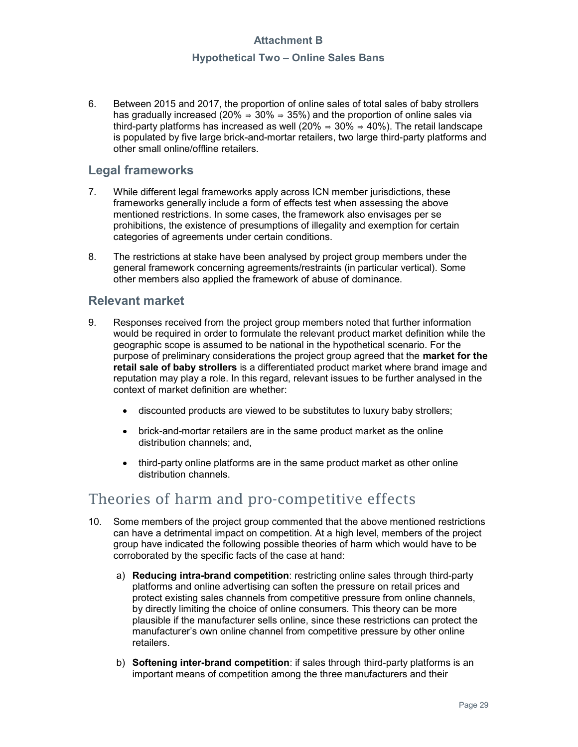**Attachment B**

**Hypothetical Two – Online Sales Bans**

6. Between 2015 and 2017, the proportion of online sales of total sales of baby strollers has gradually increased (20% ⇒ 30% ⇒ 35%) and the proportion of online sales via third-party platforms has increased as well (20% ⇒ 30% ⇒ 40%). The retail landscape is populated by five large brick-and-mortar retailers, two large third-party platforms and other small online/offline retailers.

## Legal frameworks

7. While different legal frameworks apply across ICN member jurisdictions, these frameworks generally include a form of effects test when assessing the above mentioned restrictions. In some cases, the framework also envisages per se prohibitions, the existence of presumptions of illegality and exemption for certain categories of agreements under certain conditions.

8. The restrictions at stake have been analysed by project group members under the general framework concerning agreements/restraints (in particular vertical). Some other members also applied the framework of abuse of dominance.

## Relevant market

9. Responses received from the project group members noted that further information would be required in order to formulate the relevant product market definition while the geographic scope is assumed to be national in the hypothetical scenario. For the purpose of preliminary considerations the project group agreed that the **market for the retail sale of baby strollers** is a differentiated product market where brand image and reputation may play a role. In this regard, relevant issues to be further analysed in the context of market definition are whether:

   - discounted products are viewed to be substitutes to luxury baby strollers;
   - brick-and-mortar retailers are in the same product market as the online distribution channels; and,
   - third-party online platforms are in the same product market as other online distribution channels.

# Theories of harm and pro-competitive effects

10. Some members of the project group commented that the above mentioned restrictions can have a detrimental impact on competition. At a high level, members of the project group have indicated the following possible theories of harm which would have to be corroborated by the specific facts of the case at hand:

   a) **Reducing intra-brand competition**: restricting online sales through third-party platforms and online advertising can soften the pressure on retail prices and protect existing sales channels from competitive pressure from online channels, by directly limiting the choice of online consumers. This theory can be more plausible if the manufacturer sells online, since these restrictions can protect the manufacturer's own online channel from competitive pressure by other online retailers.

   b) **Softening inter-brand competition**: if sales through third-party platforms is an important means of competition among the three manufacturers and their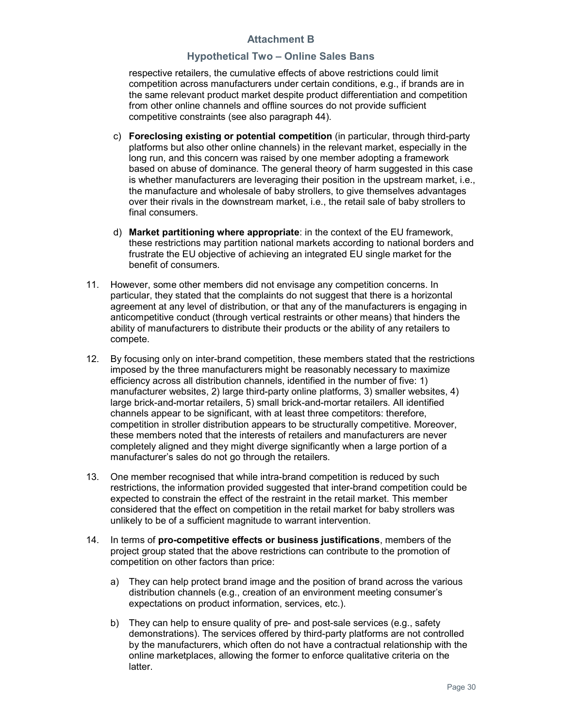respective retailers, the cumulative effects of above restrictions could limit competition across manufacturers under certain conditions, e.g., if brands are in the same relevant product market despite product differentiation and competition from other online channels and offline sources do not provide sufficient competitive constraints (see also paragraph 44).

c) **Foreclosing existing or potential competition** (in particular, through third-party platforms but also other online channels) in the relevant market, especially in the long run, and this concern was raised by one member adopting a framework based on abuse of dominance. The general theory of harm suggested in this case is whether manufacturers are leveraging their position in the upstream market, i.e., the manufacture and wholesale of baby strollers, to give themselves advantages over their rivals in the downstream market, i.e., the retail sale of baby strollers to final consumers.

d) **Market partitioning where appropriate**: in the context of the EU framework, these restrictions may partition national markets according to national borders and frustrate the EU objective of achieving an integrated EU single market for the benefit of consumers.

11. However, some other members did not envisage any competition concerns. In particular, they stated that the complaints do not suggest that there is a horizontal agreement at any level of distribution, or that any of the manufacturers is engaging in anticompetitive conduct (through vertical restraints or other means) that hinders the ability of manufacturers to distribute their products or the ability of any retailers to compete.

12. By focusing only on inter-brand competition, these members stated that the restrictions imposed by the three manufacturers might be reasonably necessary to maximize efficiency across all distribution channels, identified in the number of five: 1) manufacturer websites, 2) large third-party online platforms, 3) smaller websites, 4) large brick-and-mortar retailers, 5) small brick-and-mortar retailers. All identified channels appear to be significant, with at least three competitors: therefore, competition in stroller distribution appears to be structurally competitive. Moreover, these members noted that the interests of retailers and manufacturers are never completely aligned and they might diverge significantly when a large portion of a manufacturer's sales do not go through the retailers.

13. One member recognised that while intra-brand competition is reduced by such restrictions, the information provided suggested that inter-brand competition could be expected to constrain the effect of the restraint in the retail market. This member considered that the effect on competition in the retail market for baby strollers was unlikely to be of a sufficient magnitude to warrant intervention.

14. In terms of **pro-competitive effects or business justifications**, members of the project group stated that the above restrictions can contribute to the promotion of competition on other factors than price:

a) They can help protect brand image and the position of brand across the various distribution channels (e.g., creation of an environment meeting consumer's expectations on product information, services, etc.).

b) They can help to ensure quality of pre- and post-sale services (e.g., safety demonstrations). The services offered by third-party platforms are not controlled by the manufacturers, which often do not have a contractual relationship with the online marketplaces, allowing the former to enforce qualitative criteria on the latter.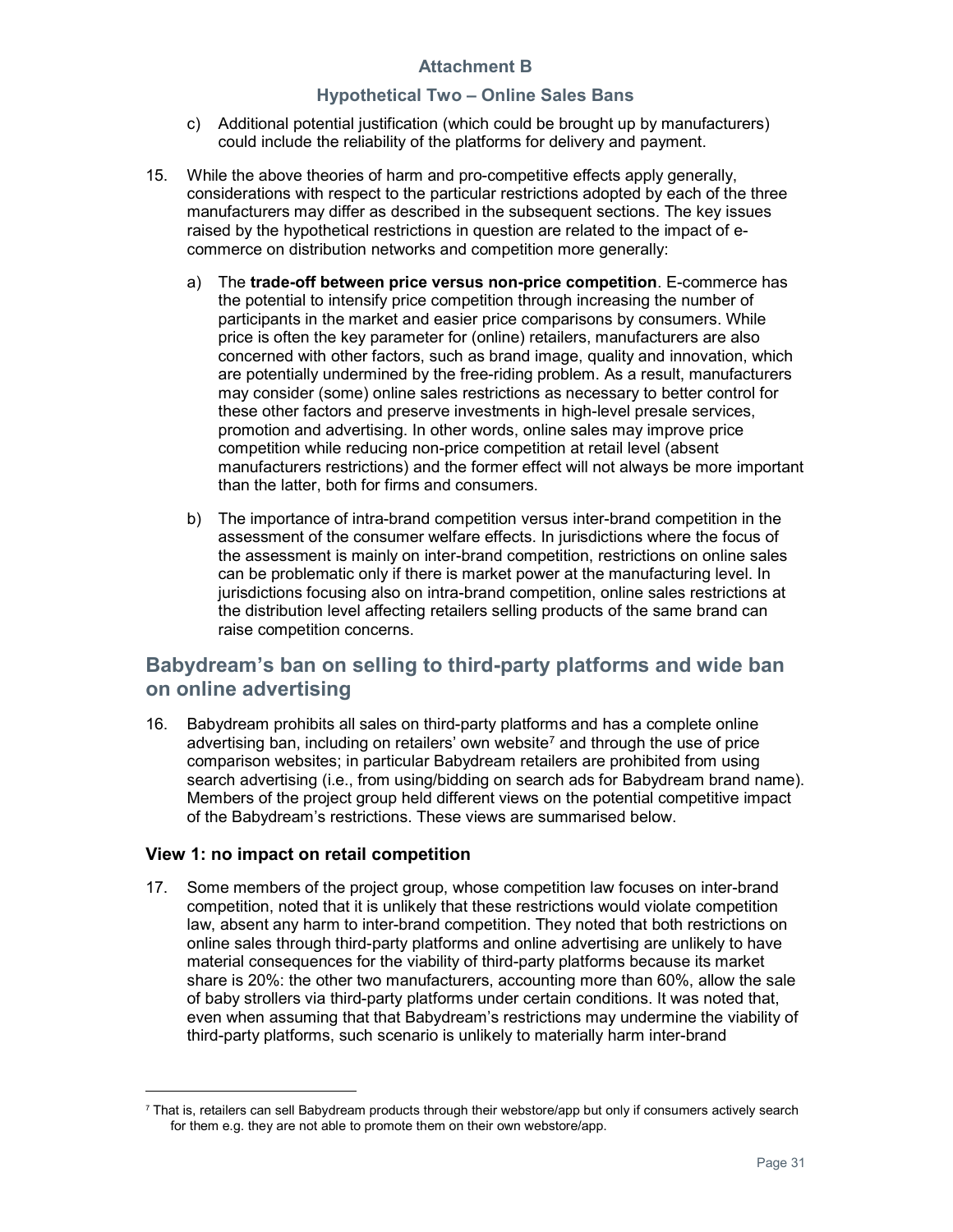c) Additional potential justification (which could be brought up by manufacturers) could include the reliability of the platforms for delivery and payment.

15. While the above theories of harm and pro-competitive effects apply generally, considerations with respect to the particular restrictions adopted by each of the three manufacturers may differ as described in the subsequent sections. The key issues raised by the hypothetical restrictions in question are related to the impact of e-commerce on distribution networks and competition more generally:

    a) The **trade-off between price versus non-price competition**. E-commerce has the potential to intensify price competition through increasing the number of participants in the market and easier price comparisons by consumers. While price is often the key parameter for (online) retailers, manufacturers are also concerned with other factors, such as brand image, quality and innovation, which are potentially undermined by the free-riding problem. As a result, manufacturers may consider (some) online sales restrictions as necessary to better control for these other factors and preserve investments in high-level presale services, promotion and advertising. In other words, online sales may improve price competition while reducing non-price competition at retail level (absent manufacturers restrictions) and the former effect will not always be more important than the latter, both for firms and consumers.

    b) The importance of intra-brand competition versus inter-brand competition in the assessment of the consumer welfare effects. In jurisdictions where the focus of the assessment is mainly on inter-brand competition, restrictions on online sales can be problematic only if there is market power at the manufacturing level. In jurisdictions focusing also on intra-brand competition, online sales restrictions at the distribution level affecting retailers selling products of the same brand can raise competition concerns.

## Babydream's ban on selling to third-party platforms and wide ban on online advertising

16. Babydream prohibits all sales on third-party platforms and has a complete online advertising ban, including on retailers' own website[7] and through the use of price comparison websites; in particular Babydream retailers are prohibited from using search advertising (i.e., from using/bidding on search ads for Babydream brand name). Members of the project group held different views on the potential competitive impact of the Babydream's restrictions. These views are summarised below.

### View 1: no impact on retail competition

17. Some members of the project group, whose competition law focuses on inter-brand competition, noted that it is unlikely that these restrictions would violate competition law, absent any harm to inter-brand competition. They noted that both restrictions on online sales through third-party platforms and online advertising are unlikely to have material consequences for the viability of third-party platforms because its market share is 20%: the other two manufacturers, accounting more than 60%, allow the sale of baby strollers via third-party platforms under certain conditions. It was noted that, even when assuming that that Babydream's restrictions may undermine the viability of third-party platforms, such scenario is unlikely to materially harm inter-brand

---

[7] That is, retailers can sell Babydream products through their webstore/app but only if consumers actively search for them e.g. they are not able to promote them on their own webstore/app.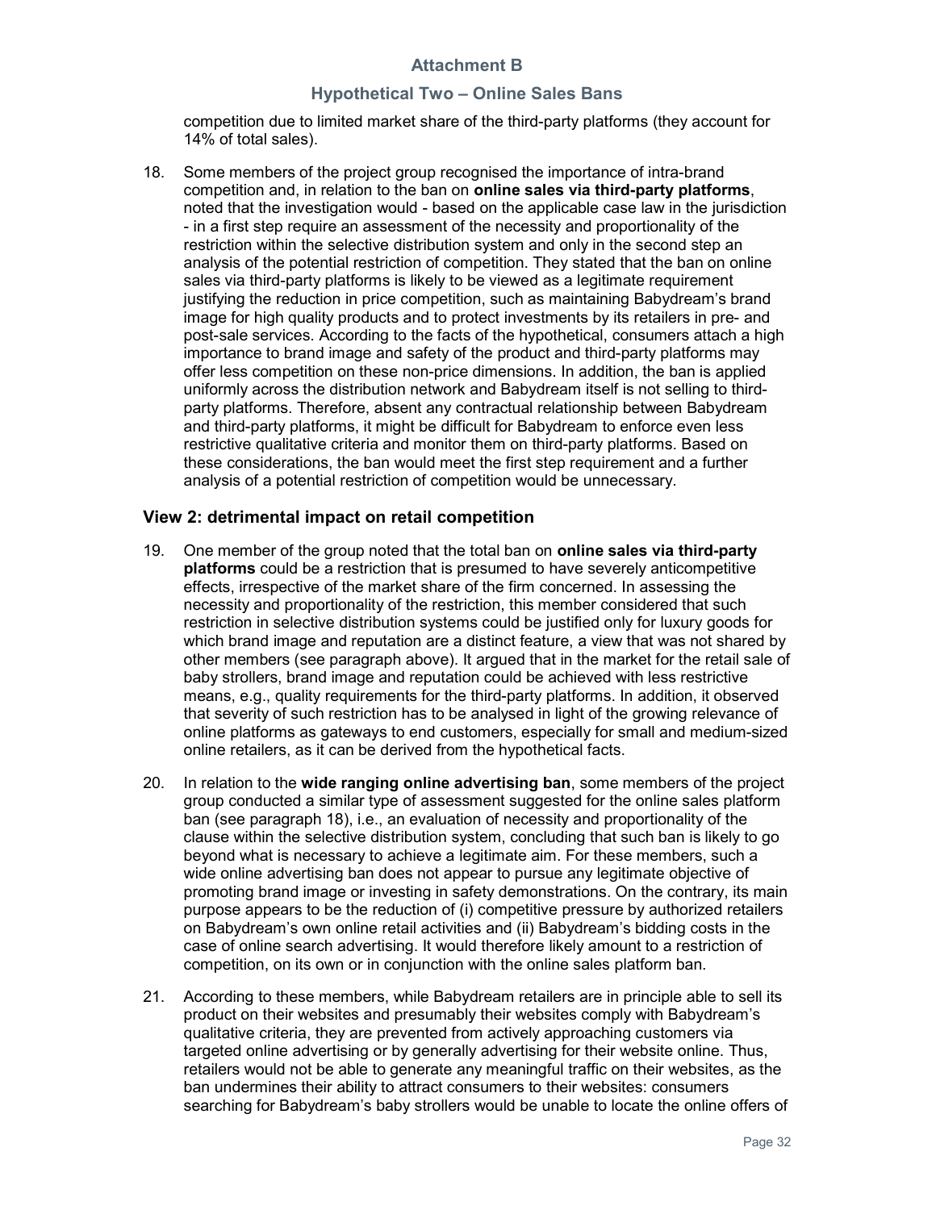competition due to limited market share of the third-party platforms (they account for 14% of total sales).

18. Some members of the project group recognised the importance of intra-brand competition and, in relation to the ban on **online sales via third-party platforms**, noted that the investigation would - based on the applicable case law in the jurisdiction - in a first step require an assessment of the necessity and proportionality of the restriction within the selective distribution system and only in the second step an analysis of the potential restriction of competition. They stated that the ban on online sales via third-party platforms is likely to be viewed as a legitimate requirement justifying the reduction in price competition, such as maintaining Babydream's brand image for high quality products and to protect investments by its retailers in pre- and post-sale services. According to the facts of the hypothetical, consumers attach a high importance to brand image and safety of the product and third-party platforms may offer less competition on these non-price dimensions. In addition, the ban is applied uniformly across the distribution network and Babydream itself is not selling to third-party platforms. Therefore, absent any contractual relationship between Babydream and third-party platforms, it might be difficult for Babydream to enforce even less restrictive qualitative criteria and monitor them on third-party platforms. Based on these considerations, the ban would meet the first step requirement and a further analysis of a potential restriction of competition would be unnecessary.

### View 2: detrimental impact on retail competition

19. One member of the group noted that the total ban on **online sales via third-party platforms** could be a restriction that is presumed to have severely anticompetitive effects, irrespective of the market share of the firm concerned. In assessing the necessity and proportionality of the restriction, this member considered that such restriction in selective distribution systems could be justified only for luxury goods for which brand image and reputation are a distinct feature, a view that was not shared by other members (see paragraph above). It argued that in the market for the retail sale of baby strollers, brand image and reputation could be achieved with less restrictive means, e.g., quality requirements for the third-party platforms. In addition, it observed that severity of such restriction has to be analysed in light of the growing relevance of online platforms as gateways to end customers, especially for small and medium-sized online retailers, as it can be derived from the hypothetical facts.

20. In relation to the **wide ranging online advertising ban**, some members of the project group conducted a similar type of assessment suggested for the online sales platform ban (see paragraph 18), i.e., an evaluation of necessity and proportionality of the clause within the selective distribution system, concluding that such ban is likely to go beyond what is necessary to achieve a legitimate aim. For these members, such a wide online advertising ban does not appear to pursue any legitimate objective of promoting brand image or investing in safety demonstrations. On the contrary, its main purpose appears to be the reduction of (i) competitive pressure by authorized retailers on Babydream's own online retail activities and (ii) Babydream's bidding costs in the case of online search advertising. It would therefore likely amount to a restriction of competition, on its own or in conjunction with the online sales platform ban.

21. According to these members, while Babydream retailers are in principle able to sell its product on their websites and presumably their websites comply with Babydream's qualitative criteria, they are prevented from actively approaching customers via targeted online advertising or by generally advertising for their website online. Thus, retailers would not be able to generate any meaningful traffic on their websites, as the ban undermines their ability to attract consumers to their websites: consumers searching for Babydream's baby strollers would be unable to locate the online offers of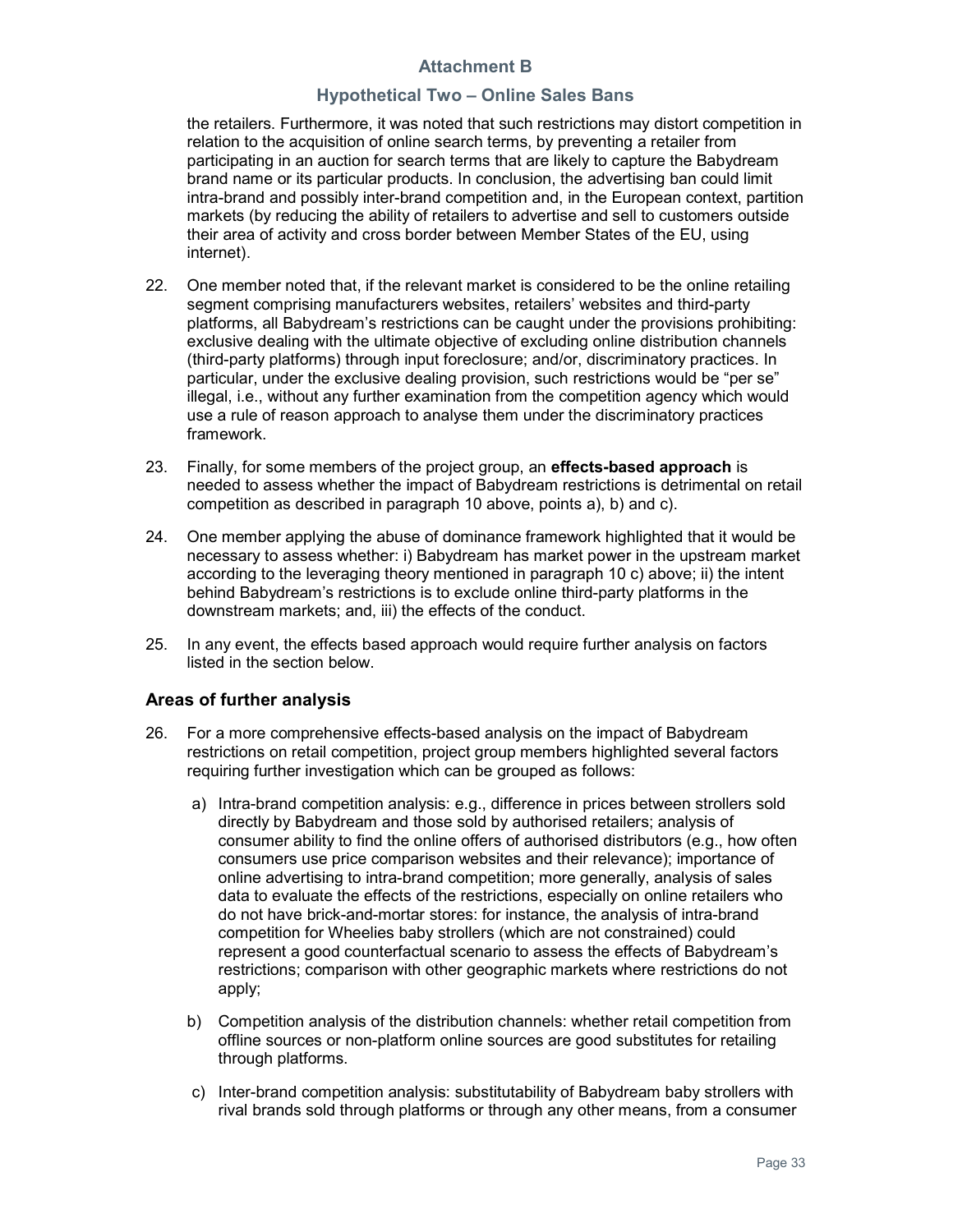the retailers. Furthermore, it was noted that such restrictions may distort competition in relation to the acquisition of online search terms, by preventing a retailer from participating in an auction for search terms that are likely to capture the Babydream brand name or its particular products. In conclusion, the advertising ban could limit intra-brand and possibly inter-brand competition and, in the European context, partition markets (by reducing the ability of retailers to advertise and sell to customers outside their area of activity and cross border between Member States of the EU, using internet).

22. One member noted that, if the relevant market is considered to be the online retailing segment comprising manufacturers websites, retailers' websites and third-party platforms, all Babydream's restrictions can be caught under the provisions prohibiting: exclusive dealing with the ultimate objective of excluding online distribution channels (third-party platforms) through input foreclosure; and/or, discriminatory practices. In particular, under the exclusive dealing provision, such restrictions would be "per se" illegal, i.e., without any further examination from the competition agency which would use a rule of reason approach to analyse them under the discriminatory practices framework.

23. Finally, for some members of the project group, an **effects-based approach** is needed to assess whether the impact of Babydream restrictions is detrimental on retail competition as described in paragraph 10 above, points a), b) and c).

24. One member applying the abuse of dominance framework highlighted that it would be necessary to assess whether: i) Babydream has market power in the upstream market according to the leveraging theory mentioned in paragraph 10 c) above; ii) the intent behind Babydream's restrictions is to exclude online third-party platforms in the downstream markets; and, iii) the effects of the conduct.

25. In any event, the effects based approach would require further analysis on factors listed in the section below.

### Areas of further analysis

26. For a more comprehensive effects-based analysis on the impact of Babydream restrictions on retail competition, project group members highlighted several factors requiring further investigation which can be grouped as follows:

    a) Intra-brand competition analysis: e.g., difference in prices between strollers sold directly by Babydream and those sold by authorised retailers; analysis of consumer ability to find the online offers of authorised distributors (e.g., how often consumers use price comparison websites and their relevance); importance of online advertising to intra-brand competition; more generally, analysis of sales data to evaluate the effects of the restrictions, especially on online retailers who do not have brick-and-mortar stores: for instance, the analysis of intra-brand competition for Wheelies baby strollers (which are not constrained) could represent a good counterfactual scenario to assess the effects of Babydream's restrictions; comparison with other geographic markets where restrictions do not apply;

    b) Competition analysis of the distribution channels: whether retail competition from offline sources or non-platform online sources are good substitutes for retailing through platforms.

    c) Inter-brand competition analysis: substitutability of Babydream baby strollers with rival brands sold through platforms or through any other means, from a consumer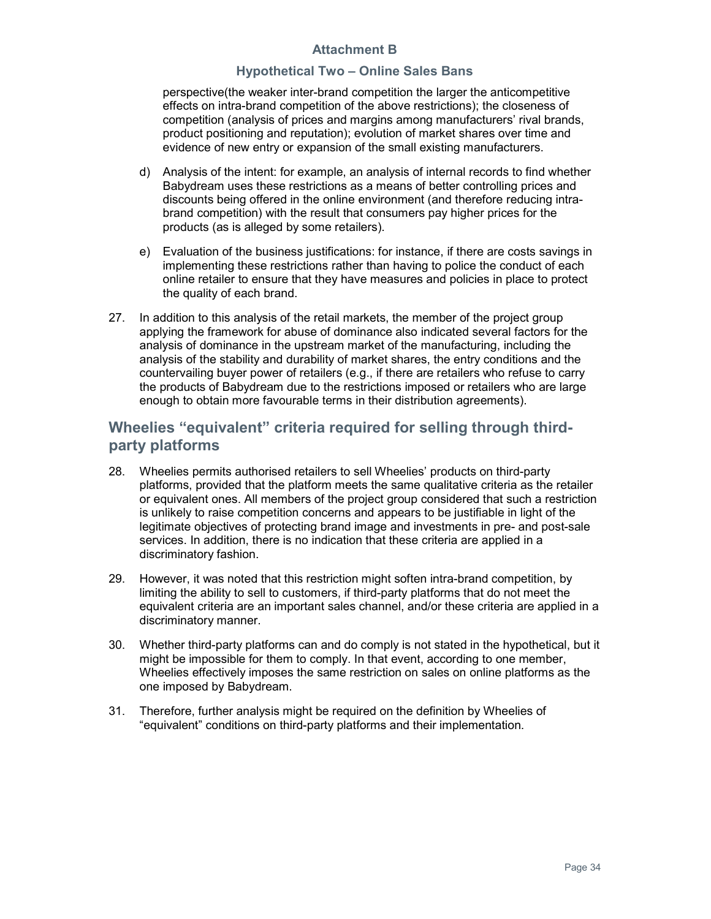perspective(the weaker inter-brand competition the larger the anticompetitive effects on intra-brand competition of the above restrictions); the closeness of competition (analysis of prices and margins among manufacturers' rival brands, product positioning and reputation); evolution of market shares over time and evidence of new entry or expansion of the small existing manufacturers.

d) Analysis of the intent: for example, an analysis of internal records to find whether Babydream uses these restrictions as a means of better controlling prices and discounts being offered in the online environment (and therefore reducing intra-brand competition) with the result that consumers pay higher prices for the products (as is alleged by some retailers).

e) Evaluation of the business justifications: for instance, if there are costs savings in implementing these restrictions rather than having to police the conduct of each online retailer to ensure that they have measures and policies in place to protect the quality of each brand.

27. In addition to this analysis of the retail markets, the member of the project group applying the framework for abuse of dominance also indicated several factors for the analysis of dominance in the upstream market of the manufacturing, including the analysis of the stability and durability of market shares, the entry conditions and the countervailing buyer power of retailers (e.g., if there are retailers who refuse to carry the products of Babydream due to the restrictions imposed or retailers who are large enough to obtain more favourable terms in their distribution agreements).

## Wheelies "equivalent" criteria required for selling through third-party platforms

28. Wheelies permits authorised retailers to sell Wheelies' products on third-party platforms, provided that the platform meets the same qualitative criteria as the retailer or equivalent ones. All members of the project group considered that such a restriction is unlikely to raise competition concerns and appears to be justifiable in light of the legitimate objectives of protecting brand image and investments in pre- and post-sale services. In addition, there is no indication that these criteria are applied in a discriminatory fashion.

29. However, it was noted that this restriction might soften intra-brand competition, by limiting the ability to sell to customers, if third-party platforms that do not meet the equivalent criteria are an important sales channel, and/or these criteria are applied in a discriminatory manner.

30. Whether third-party platforms can and do comply is not stated in the hypothetical, but it might be impossible for them to comply. In that event, according to one member, Wheelies effectively imposes the same restriction on sales on online platforms as the one imposed by Babydream.

31. Therefore, further analysis might be required on the definition by Wheelies of "equivalent" conditions on third-party platforms and their implementation.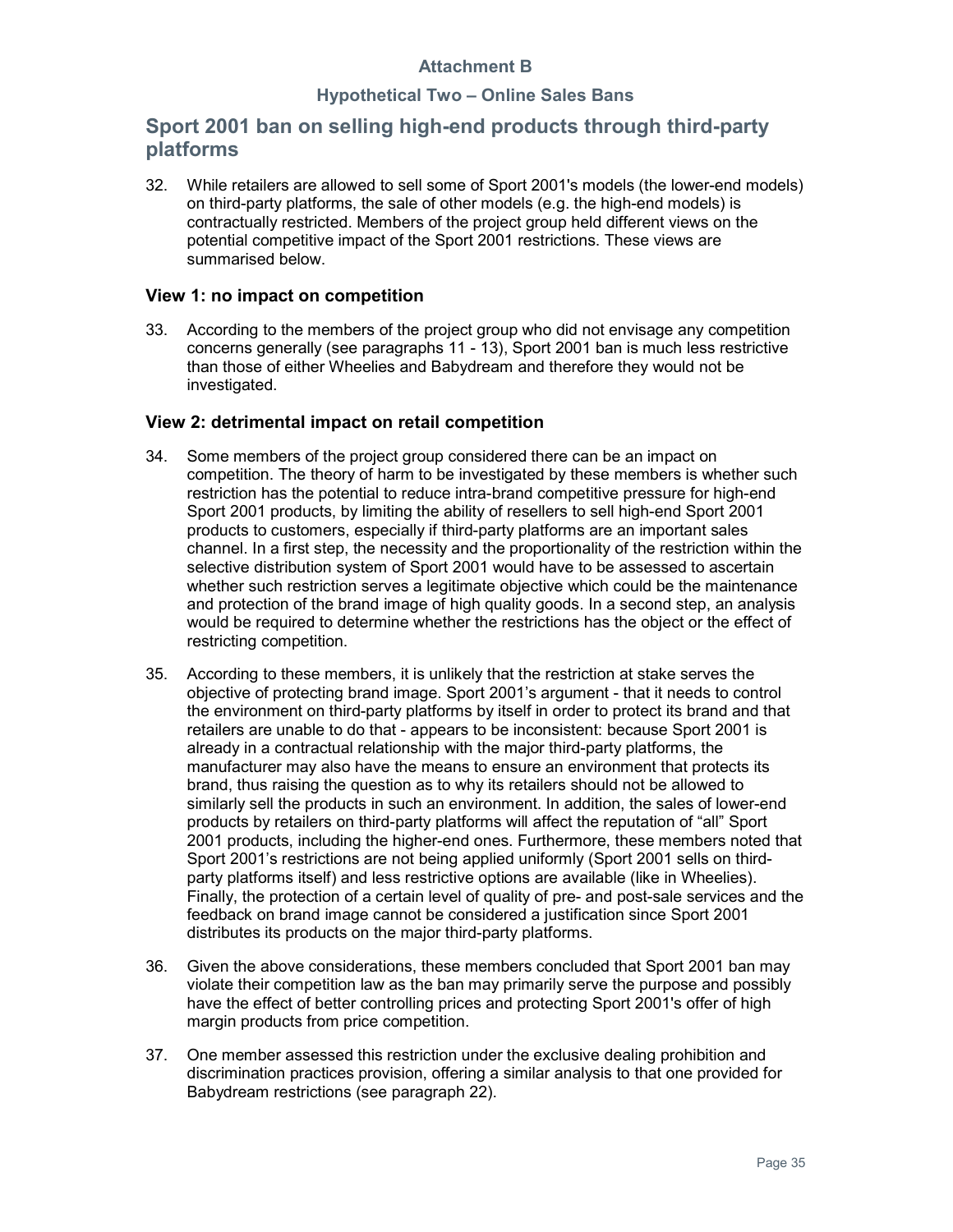## Attachment B

### Hypothetical Two – Online Sales Bans

## Sport 2001 ban on selling high-end products through third-party platforms

32. While retailers are allowed to sell some of Sport 2001's models (the lower-end models) on third-party platforms, the sale of other models (e.g. the high-end models) is contractually restricted. Members of the project group held different views on the potential competitive impact of the Sport 2001 restrictions. These views are summarised below.

### View 1: no impact on competition

33. According to the members of the project group who did not envisage any competition concerns generally (see paragraphs 11 - 13), Sport 2001 ban is much less restrictive than those of either Wheelies and Babydream and therefore they would not be investigated.

### View 2: detrimental impact on retail competition

34. Some members of the project group considered there can be an impact on competition. The theory of harm to be investigated by these members is whether such restriction has the potential to reduce intra-brand competitive pressure for high-end Sport 2001 products, by limiting the ability of resellers to sell high-end Sport 2001 products to customers, especially if third-party platforms are an important sales channel. In a first step, the necessity and the proportionality of the restriction within the selective distribution system of Sport 2001 would have to be assessed to ascertain whether such restriction serves a legitimate objective which could be the maintenance and protection of the brand image of high quality goods. In a second step, an analysis would be required to determine whether the restrictions has the object or the effect of restricting competition.

35. According to these members, it is unlikely that the restriction at stake serves the objective of protecting brand image. Sport 2001's argument - that it needs to control the environment on third-party platforms by itself in order to protect its brand and that retailers are unable to do that - appears to be inconsistent: because Sport 2001 is already in a contractual relationship with the major third-party platforms, the manufacturer may also have the means to ensure an environment that protects its brand, thus raising the question as to why its retailers should not be allowed to similarly sell the products in such an environment. In addition, the sales of lower-end products by retailers on third-party platforms will affect the reputation of "all" Sport 2001 products, including the higher-end ones. Furthermore, these members noted that Sport 2001's restrictions are not being applied uniformly (Sport 2001 sells on third-party platforms itself) and less restrictive options are available (like in Wheelies). Finally, the protection of a certain level of quality of pre- and post-sale services and the feedback on brand image cannot be considered a justification since Sport 2001 distributes its products on the major third-party platforms.

36. Given the above considerations, these members concluded that Sport 2001 ban may violate their competition law as the ban may primarily serve the purpose and possibly have the effect of better controlling prices and protecting Sport 2001's offer of high margin products from price competition.

37. One member assessed this restriction under the exclusive dealing prohibition and discrimination practices provision, offering a similar analysis to that one provided for Babydream restrictions (see paragraph 22).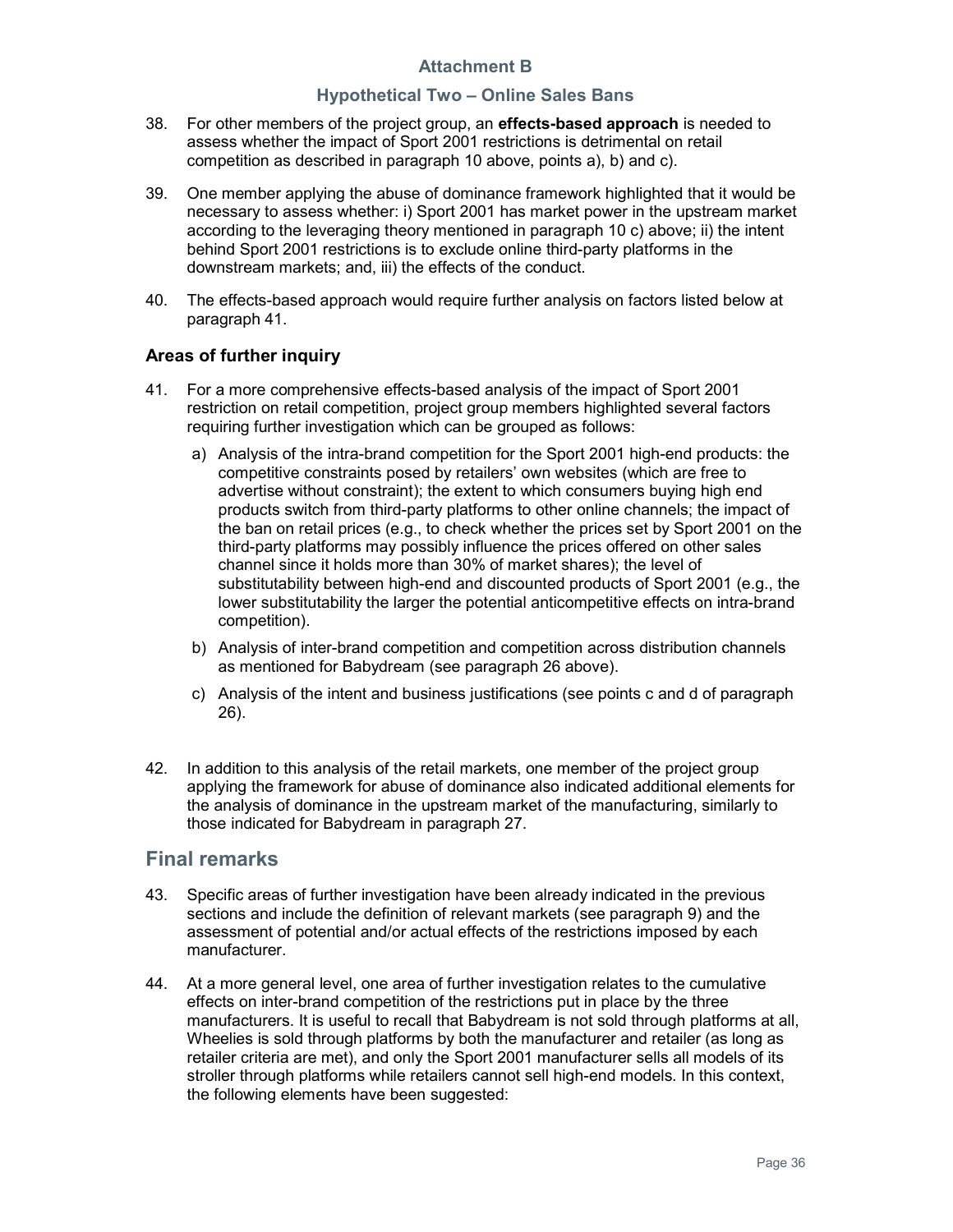## Attachment B

### Hypothetical Two – Online Sales Bans

38. For other members of the project group, an **effects-based approach** is needed to assess whether the impact of Sport 2001 restrictions is detrimental on retail competition as described in paragraph 10 above, points a), b) and c).

39. One member applying the abuse of dominance framework highlighted that it would be necessary to assess whether: i) Sport 2001 has market power in the upstream market according to the leveraging theory mentioned in paragraph 10 c) above; ii) the intent behind Sport 2001 restrictions is to exclude online third-party platforms in the downstream markets; and, iii) the effects of the conduct.

40. The effects-based approach would require further analysis on factors listed below at paragraph 41.

### Areas of further inquiry

41. For a more comprehensive effects-based analysis of the impact of Sport 2001 restriction on retail competition, project group members highlighted several factors requiring further investigation which can be grouped as follows:

    a) Analysis of the intra-brand competition for the Sport 2001 high-end products: the competitive constraints posed by retailers' own websites (which are free to advertise without constraint); the extent to which consumers buying high end products switch from third-party platforms to other online channels; the impact of the ban on retail prices (e.g., to check whether the prices set by Sport 2001 on the third-party platforms may possibly influence the prices offered on other sales channel since it holds more than 30% of market shares); the level of substitutability between high-end and discounted products of Sport 2001 (e.g., the lower substitutability the larger the potential anticompetitive effects on intra-brand competition).

    b) Analysis of inter-brand competition and competition across distribution channels as mentioned for Babydream (see paragraph 26 above).

    c) Analysis of the intent and business justifications (see points c and d of paragraph 26).

42. In addition to this analysis of the retail markets, one member of the project group applying the framework for abuse of dominance also indicated additional elements for the analysis of dominance in the upstream market of the manufacturing, similarly to those indicated for Babydream in paragraph 27.

## Final remarks

43. Specific areas of further investigation have been already indicated in the previous sections and include the definition of relevant markets (see paragraph 9) and the assessment of potential and/or actual effects of the restrictions imposed by each manufacturer.

44. At a more general level, one area of further investigation relates to the cumulative effects on inter-brand competition of the restrictions put in place by the three manufacturers. It is useful to recall that Babydream is not sold through platforms at all, Wheelies is sold through platforms by both the manufacturer and retailer (as long as retailer criteria are met), and only the Sport 2001 manufacturer sells all models of its stroller through platforms while retailers cannot sell high-end models. In this context, the following elements have been suggested: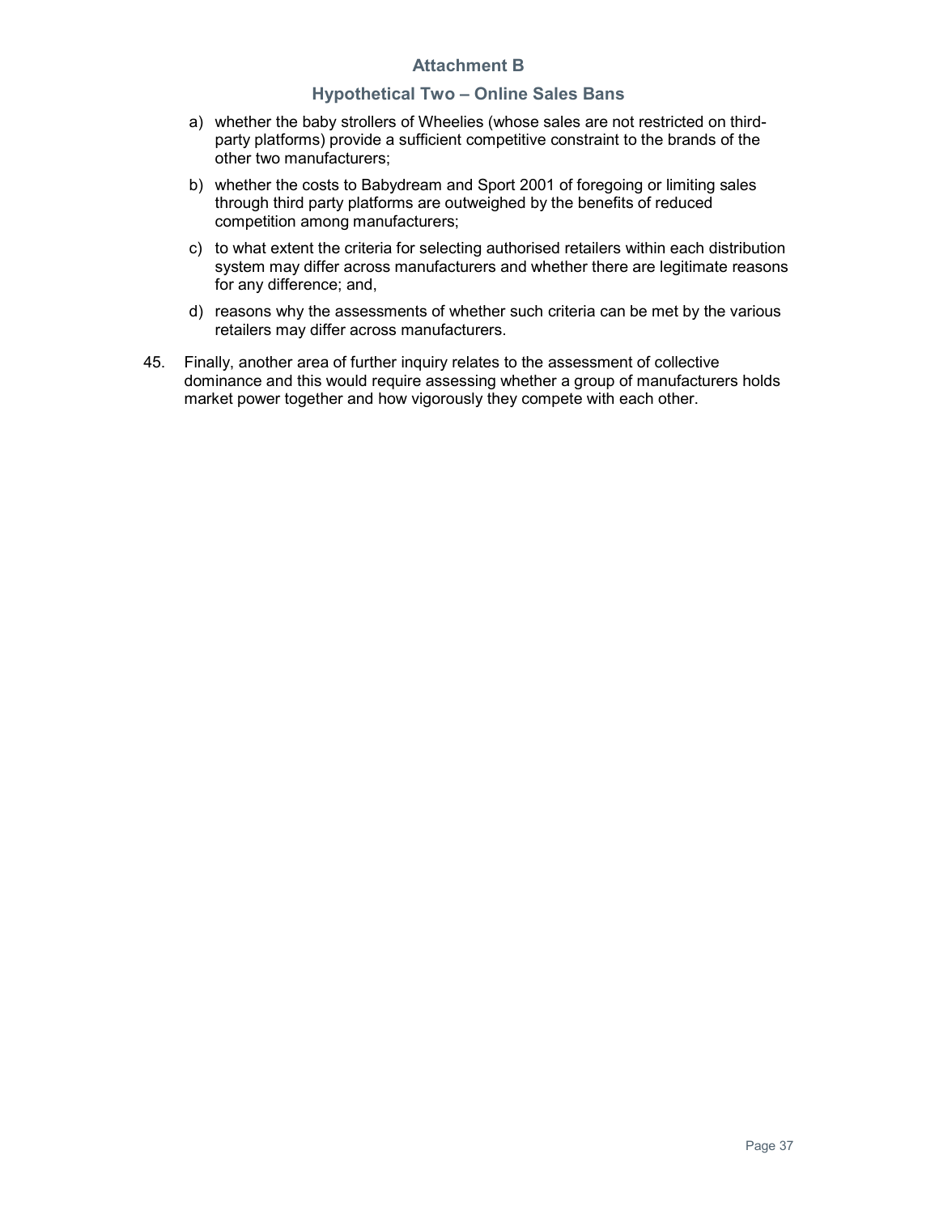## Attachment B

### Hypothetical Two – Online Sales Bans

a) whether the baby strollers of Wheelies (whose sales are not restricted on third-party platforms) provide a sufficient competitive constraint to the brands of the other two manufacturers;

b) whether the costs to Babydream and Sport 2001 of foregoing or limiting sales through third party platforms are outweighed by the benefits of reduced competition among manufacturers;

c) to what extent the criteria for selecting authorised retailers within each distribution system may differ across manufacturers and whether there are legitimate reasons for any difference; and,

d) reasons why the assessments of whether such criteria can be met by the various retailers may differ across manufacturers.

45. Finally, another area of further inquiry relates to the assessment of collective dominance and this would require assessing whether a group of manufacturers holds market power together and how vigorously they compete with each other.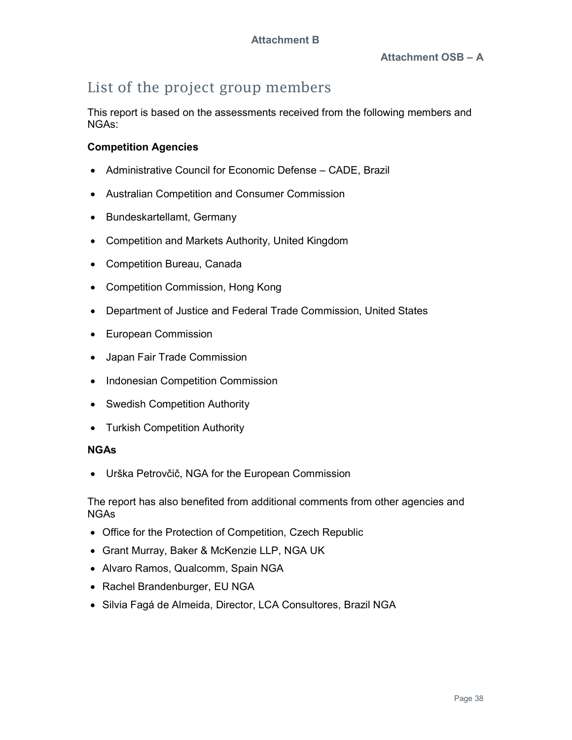**Attachment B**

**Attachment OSB – A**

# List of the project group members

This report is based on the assessments received from the following members and NGAs:

**Competition Agencies**

- Administrative Council for Economic Defense – CADE, Brazil
- Australian Competition and Consumer Commission
- Bundeskartellamt, Germany
- Competition and Markets Authority, United Kingdom
- Competition Bureau, Canada
- Competition Commission, Hong Kong
- Department of Justice and Federal Trade Commission, United States
- European Commission
- Japan Fair Trade Commission
- Indonesian Competition Commission
- Swedish Competition Authority
- Turkish Competition Authority

**NGAs**

- Urška Petrovčič, NGA for the European Commission

The report has also benefited from additional comments from other agencies and NGAs

- Office for the Protection of Competition, Czech Republic
- Grant Murray, Baker & McKenzie LLP, NGA UK
- Alvaro Ramos, Qualcomm, Spain NGA
- Rachel Brandenburger, EU NGA
- Silvia Fagá de Almeida, Director, LCA Consultores, Brazil NGA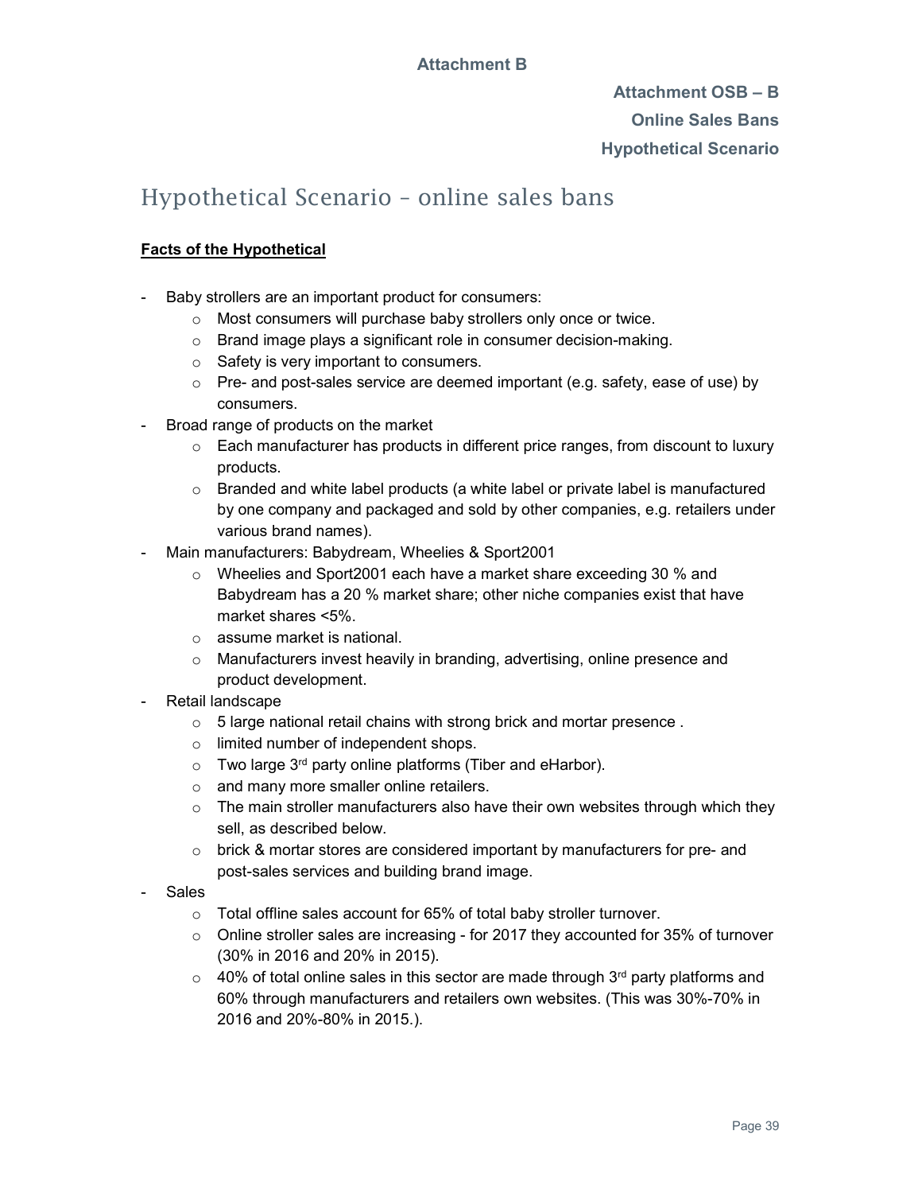**Attachment B**

**Attachment OSB – B**

**Online Sales Bans**

**Hypothetical Scenario**

# Hypothetical Scenario – online sales bans

**Facts of the Hypothetical**

- Baby strollers are an important product for consumers:
  - Most consumers will purchase baby strollers only once or twice.
  - Brand image plays a significant role in consumer decision-making.
  - Safety is very important to consumers.
  - Pre- and post-sales service are deemed important (e.g. safety, ease of use) by consumers.
- Broad range of products on the market
  - Each manufacturer has products in different price ranges, from discount to luxury products.
  - Branded and white label products (a white label or private label is manufactured by one company and packaged and sold by other companies, e.g. retailers under various brand names).
- Main manufacturers: Babydream, Wheelies & Sport2001
  - Wheelies and Sport2001 each have a market share exceeding 30 % and Babydream has a 20 % market share; other niche companies exist that have market shares <5%.
  - assume market is national.
  - Manufacturers invest heavily in branding, advertising, online presence and product development.
- Retail landscape
  - 5 large national retail chains with strong brick and mortar presence .
  - limited number of independent shops.
  - Two large 3rd party online platforms (Tiber and eHarbor).
  - and many more smaller online retailers.
  - The main stroller manufacturers also have their own websites through which they sell, as described below.
  - brick & mortar stores are considered important by manufacturers for pre- and post-sales services and building brand image.
- Sales
  - Total offline sales account for 65% of total baby stroller turnover.
  - Online stroller sales are increasing - for 2017 they accounted for 35% of turnover (30% in 2016 and 20% in 2015).
  - 40% of total online sales in this sector are made through 3rd party platforms and 60% through manufacturers and retailers own websites. (This was 30%-70% in 2016 and 20%-80% in 2015.).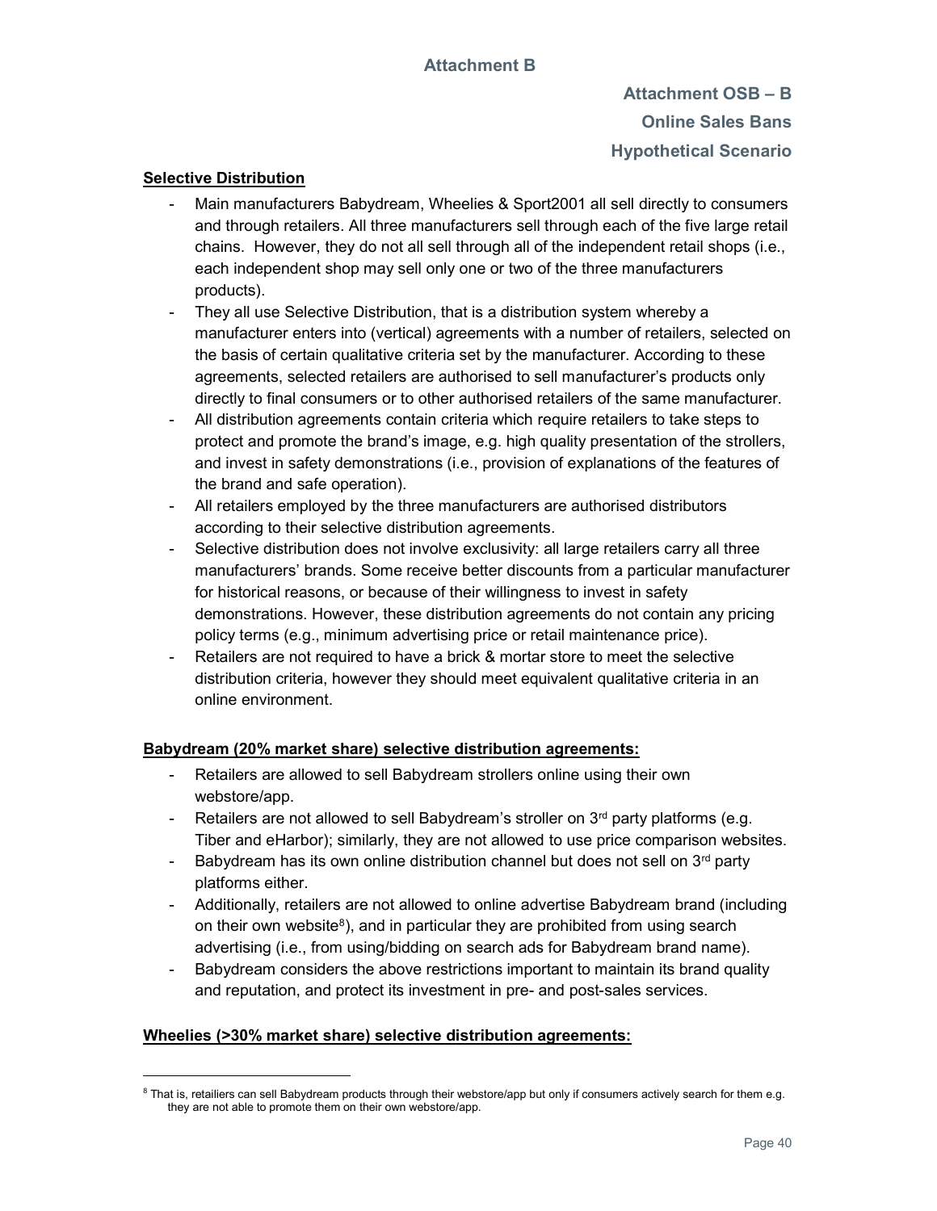# Attachment B

## Attachment OSB – B
## Online Sales Bans
## Hypothetical Scenario

**Selective Distribution**

- Main manufacturers Babydream, Wheelies & Sport2001 all sell directly to consumers and through retailers. All three manufacturers sell through each of the five large retail chains. However, they do not all sell through all of the independent retail shops (i.e., each independent shop may sell only one or two of the three manufacturers products).
- They all use Selective Distribution, that is a distribution system whereby a manufacturer enters into (vertical) agreements with a number of retailers, selected on the basis of certain qualitative criteria set by the manufacturer. According to these agreements, selected retailers are authorised to sell manufacturer's products only directly to final consumers or to other authorised retailers of the same manufacturer.
- All distribution agreements contain criteria which require retailers to take steps to protect and promote the brand's image, e.g. high quality presentation of the strollers, and invest in safety demonstrations (i.e., provision of explanations of the features of the brand and safe operation).
- All retailers employed by the three manufacturers are authorised distributors according to their selective distribution agreements.
- Selective distribution does not involve exclusivity: all large retailers carry all three manufacturers' brands. Some receive better discounts from a particular manufacturer for historical reasons, or because of their willingness to invest in safety demonstrations. However, these distribution agreements do not contain any pricing policy terms (e.g., minimum advertising price or retail maintenance price).
- Retailers are not required to have a brick & mortar store to meet the selective distribution criteria, however they should meet equivalent qualitative criteria in an online environment.

**Babydream (20% market share) selective distribution agreements:**

- Retailers are allowed to sell Babydream strollers online using their own webstore/app.
- Retailers are not allowed to sell Babydream's stroller on 3rd party platforms (e.g. Tiber and eHarbor); similarly, they are not allowed to use price comparison websites.
- Babydream has its own online distribution channel but does not sell on 3rd party platforms either.
- Additionally, retailers are not allowed to online advertise Babydream brand (including on their own website[8]), and in particular they are prohibited from using search advertising (i.e., from using/bidding on search ads for Babydream brand name).
- Babydream considers the above restrictions important to maintain its brand quality and reputation, and protect its investment in pre- and post-sales services.

**Wheelies (>30% market share) selective distribution agreements:**

[8] That is, retailiers can sell Babydream products through their webstore/app but only if consumers actively search for them e.g. they are not able to promote them on their own webstore/app.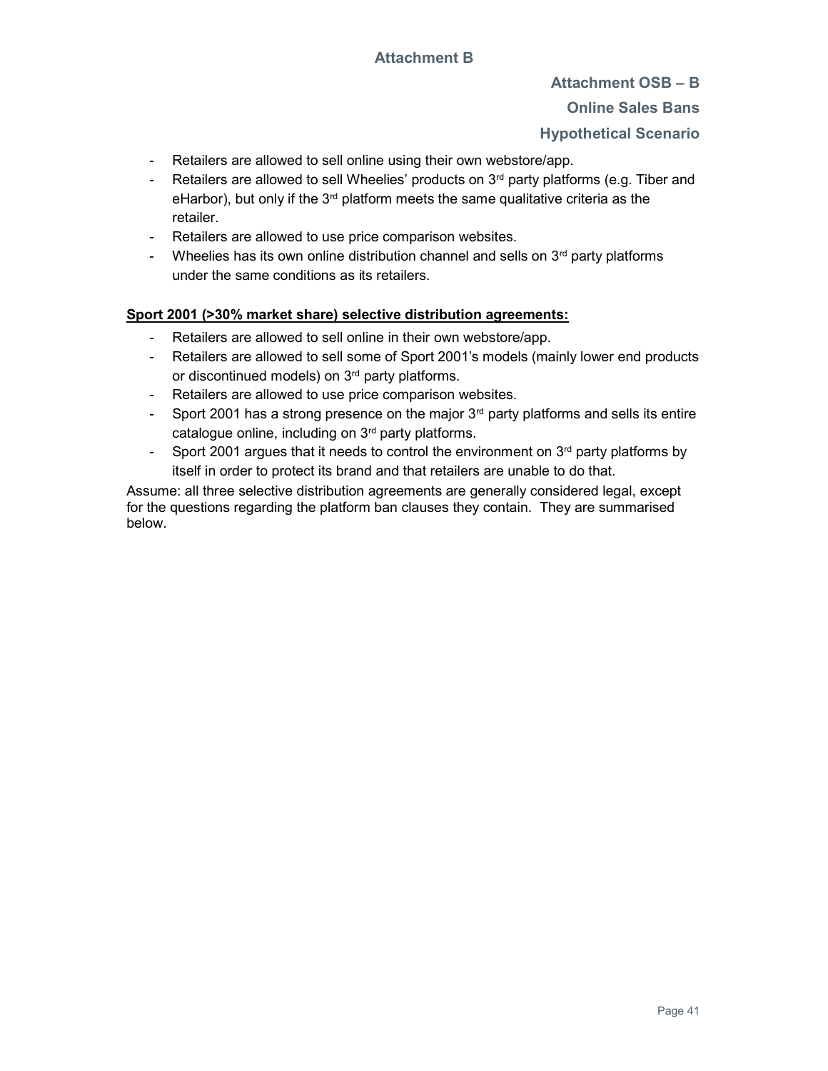## Attachment B

### Attachment OSB – B

### Online Sales Bans

### Hypothetical Scenario

- Retailers are allowed to sell online using their own webstore/app.
- Retailers are allowed to sell Wheelies' products on 3rd party platforms (e.g. Tiber and eHarbor), but only if the 3rd platform meets the same qualitative criteria as the retailer.
- Retailers are allowed to use price comparison websites.
- Wheelies has its own online distribution channel and sells on 3rd party platforms under the same conditions as its retailers.

**Sport 2001 (>30% market share) selective distribution agreements:**

- Retailers are allowed to sell online in their own webstore/app.
- Retailers are allowed to sell some of Sport 2001's models (mainly lower end products or discontinued models) on 3rd party platforms.
- Retailers are allowed to use price comparison websites.
- Sport 2001 has a strong presence on the major 3rd party platforms and sells its entire catalogue online, including on 3rd party platforms.
- Sport 2001 argues that it needs to control the environment on 3rd party platforms by itself in order to protect its brand and that retailers are unable to do that.

Assume: all three selective distribution agreements are generally considered legal, except for the questions regarding the platform ban clauses they contain. They are summarised below.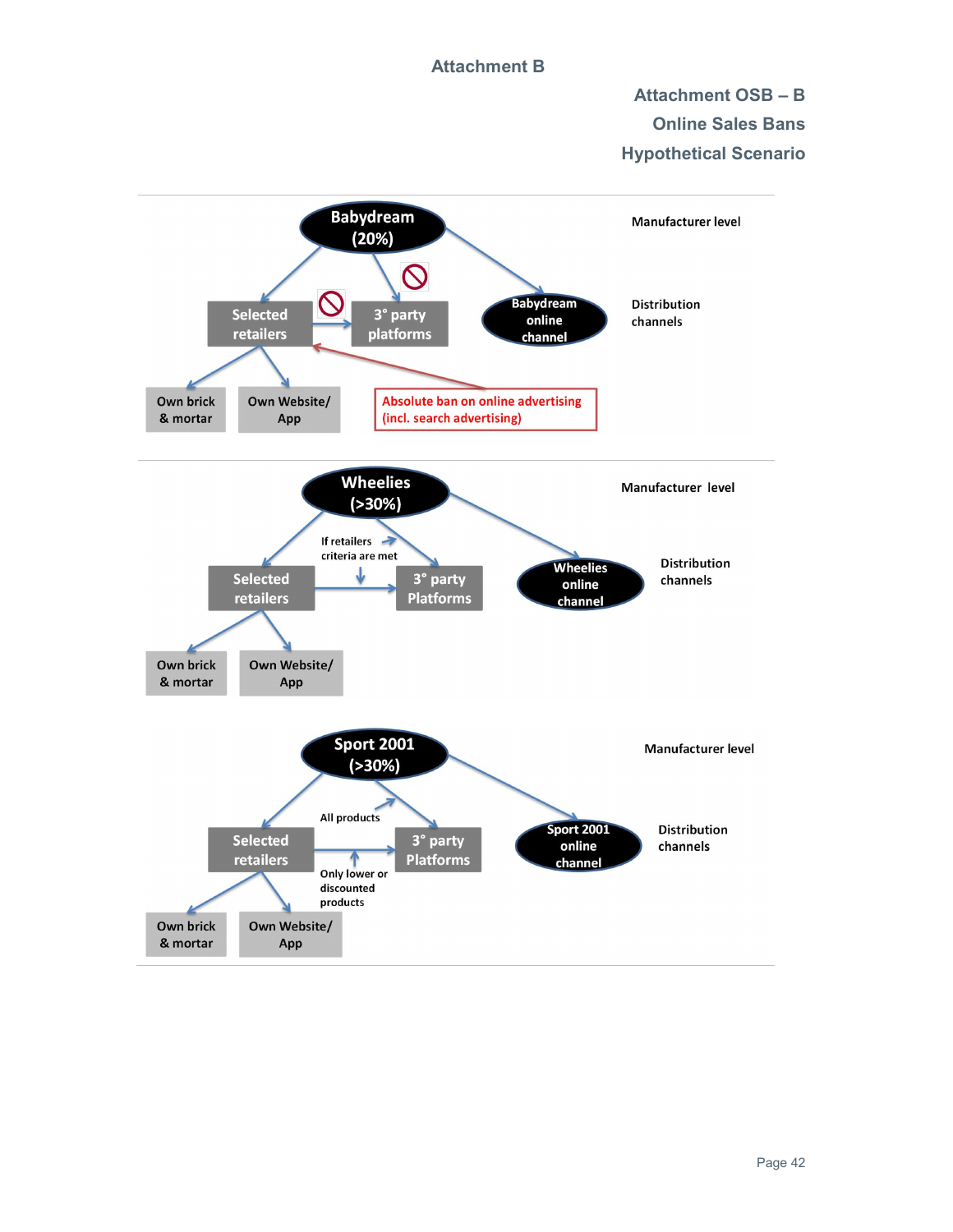# Attachment B

## Attachment OSB – B
## Online Sales Bans
## Hypothetical Scenario

Babydream (20%)

Manufacturer level

Selected retailers

3° party platforms

Babydream online channel

Distribution channels

Own brick & mortar

Own Website/ App

Absolute ban on online advertising (incl. search advertising)

Wheelies (>30%)

Manufacturer level

If retailers criteria are met

Selected retailers

3° party Platforms

Wheelies online channel

Distribution channels

Own brick & mortar

Own Website/ App

Sport 2001 (>30%)

Manufacturer level

All products

Selected retailers

3° party Platforms

Sport 2001 online channel

Distribution channels

Only lower or discounted products

Own brick & mortar

Own Website/ App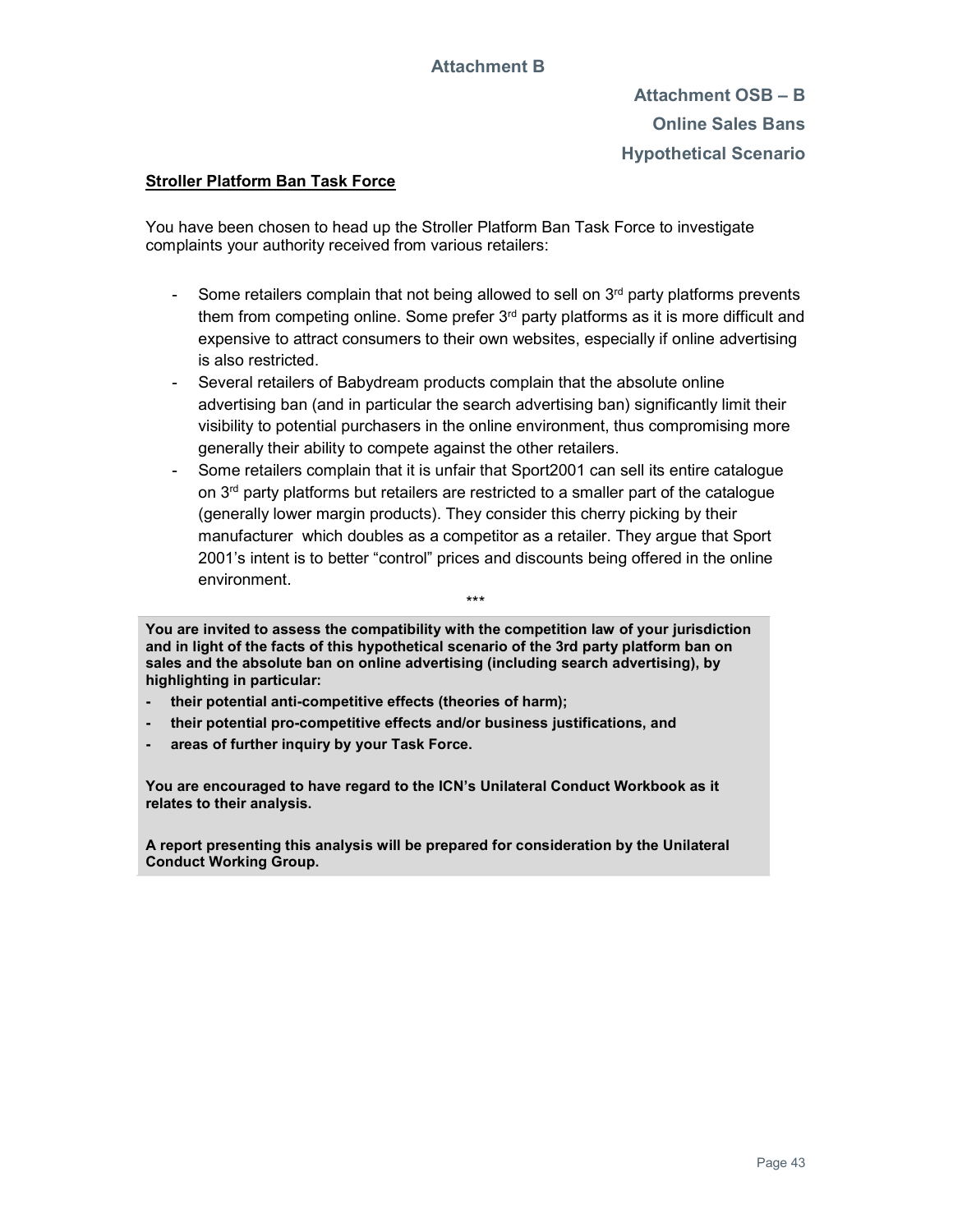## Attachment B

### Attachment OSB – B

### Online Sales Bans

### Hypothetical Scenario

**Stroller Platform Ban Task Force**

You have been chosen to head up the Stroller Platform Ban Task Force to investigate complaints your authority received from various retailers:

- Some retailers complain that not being allowed to sell on 3rd party platforms prevents them from competing online. Some prefer 3rd party platforms as it is more difficult and expensive to attract consumers to their own websites, especially if online advertising is also restricted.
- Several retailers of Babydream products complain that the absolute online advertising ban (and in particular the search advertising ban) significantly limit their visibility to potential purchasers in the online environment, thus compromising more generally their ability to compete against the other retailers.
- Some retailers complain that it is unfair that Sport2001 can sell its entire catalogue on 3rd party platforms but retailers are restricted to a smaller part of the catalogue (generally lower margin products). They consider this cherry picking by their manufacturer which doubles as a competitor as a retailer. They argue that Sport 2001's intent is to better "control" prices and discounts being offered in the online environment.

\*\*\*

**You are invited to assess the compatibility with the competition law of your jurisdiction and in light of the facts of this hypothetical scenario of the 3rd party platform ban on sales and the absolute ban on online advertising (including search advertising), by highlighting in particular:**

- **their potential anti-competitive effects (theories of harm);**
- **their potential pro-competitive effects and/or business justifications, and**
- **areas of further inquiry by your Task Force.**

**You are encouraged to have regard to the ICN's Unilateral Conduct Workbook as it relates to their analysis.**

**A report presenting this analysis will be prepared for consideration by the Unilateral Conduct Working Group.**